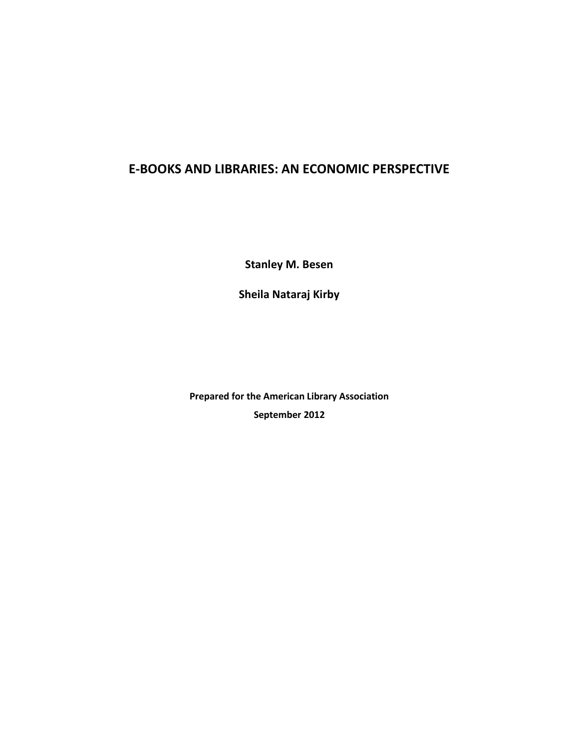# E-BOOKS AND LIBRARIES: AN ECONOMIC PERSPECTIVE

**Stanley M. Besen**

**Sheila Nataraj Kirby**

**Prepared for the American Library Association**

**September 2012**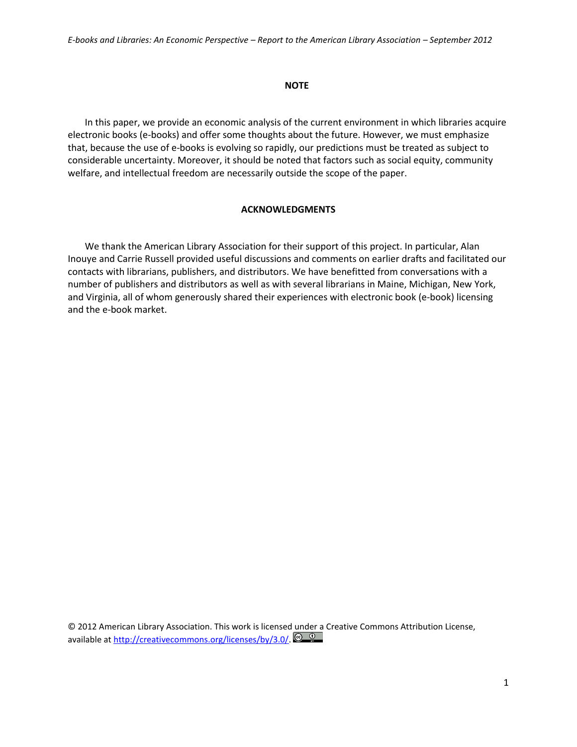## NOTE

In this paper, we provide an economic analysis of the current environment in which libraries acquire electronic books (e-books) and offer some thoughts about the future. However, we must emphasize that, because the use of e-books is evolving so rapidly, our predictions must be treated as subject to considerable uncertainty. Moreover, it should be noted that factors such as social equity, community welfare, and intellectual freedom are necessarily outside the scope of the paper.

## ACKNOWLEDGMENTS

We thank the American Library Association for their support of this project. In particular, Alan Inouye and Carrie Russell provided useful discussions and comments on earlier drafts and facilitated our contacts with librarians, publishers, and distributors. We have benefitted from conversations with a number of publishers and distributors as well as with several librarians in Maine, Michigan, New York, and Virginia, all of whom generously shared their experiences with electronic book (e-book) licensing and the e-book market.

© 2012 American Library Association. This work is licensed under a Creative Commons Attribution License, available at http://creativecommons.org/licenses/by/3.0/.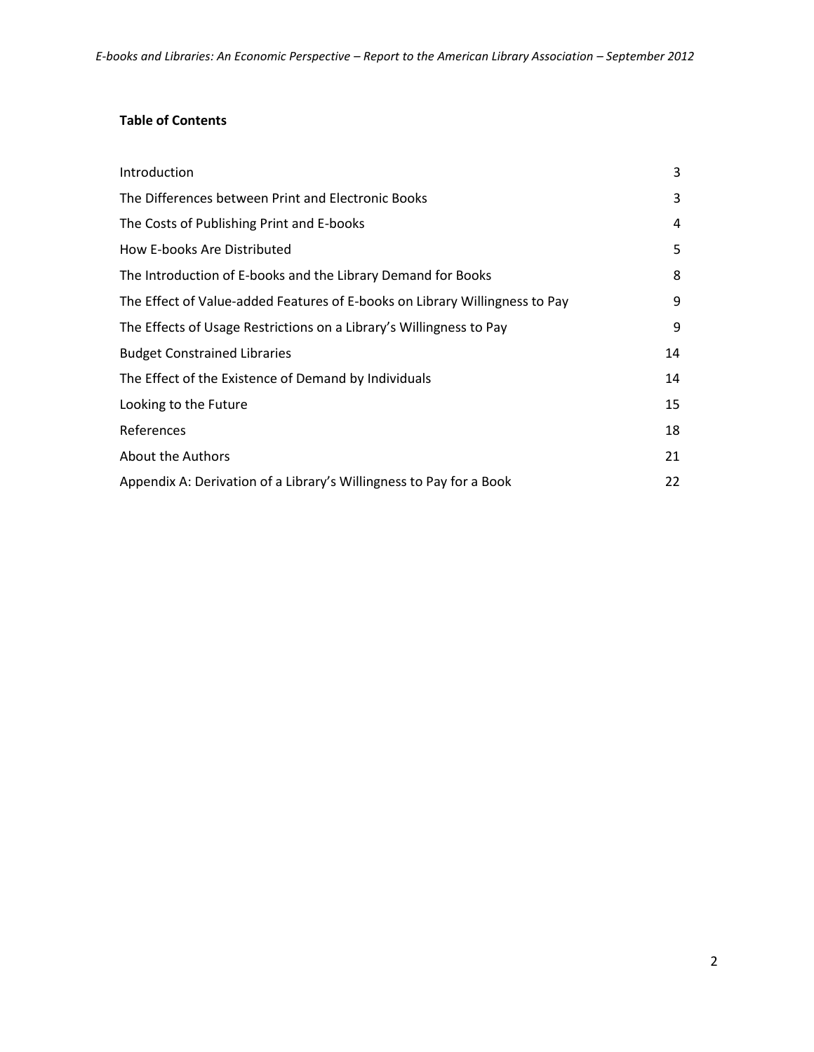**Table of Contents**

| | |
|---|---|
| Introduction | 3 |
| The Differences between Print and Electronic Books | 3 |
| The Costs of Publishing Print and E-books | 4 |
| How E-books Are Distributed | 5 |
| The Introduction of E-books and the Library Demand for Books | 8 |
| The Effect of Value-added Features of E-books on Library Willingness to Pay | 9 |
| The Effects of Usage Restrictions on a Library's Willingness to Pay | 9 |
| Budget Constrained Libraries | 14 |
| The Effect of the Existence of Demand by Individuals | 14 |
| Looking to the Future | 15 |
| References | 18 |
| About the Authors | 21 |
| Appendix A: Derivation of a Library's Willingness to Pay for a Book | 22 |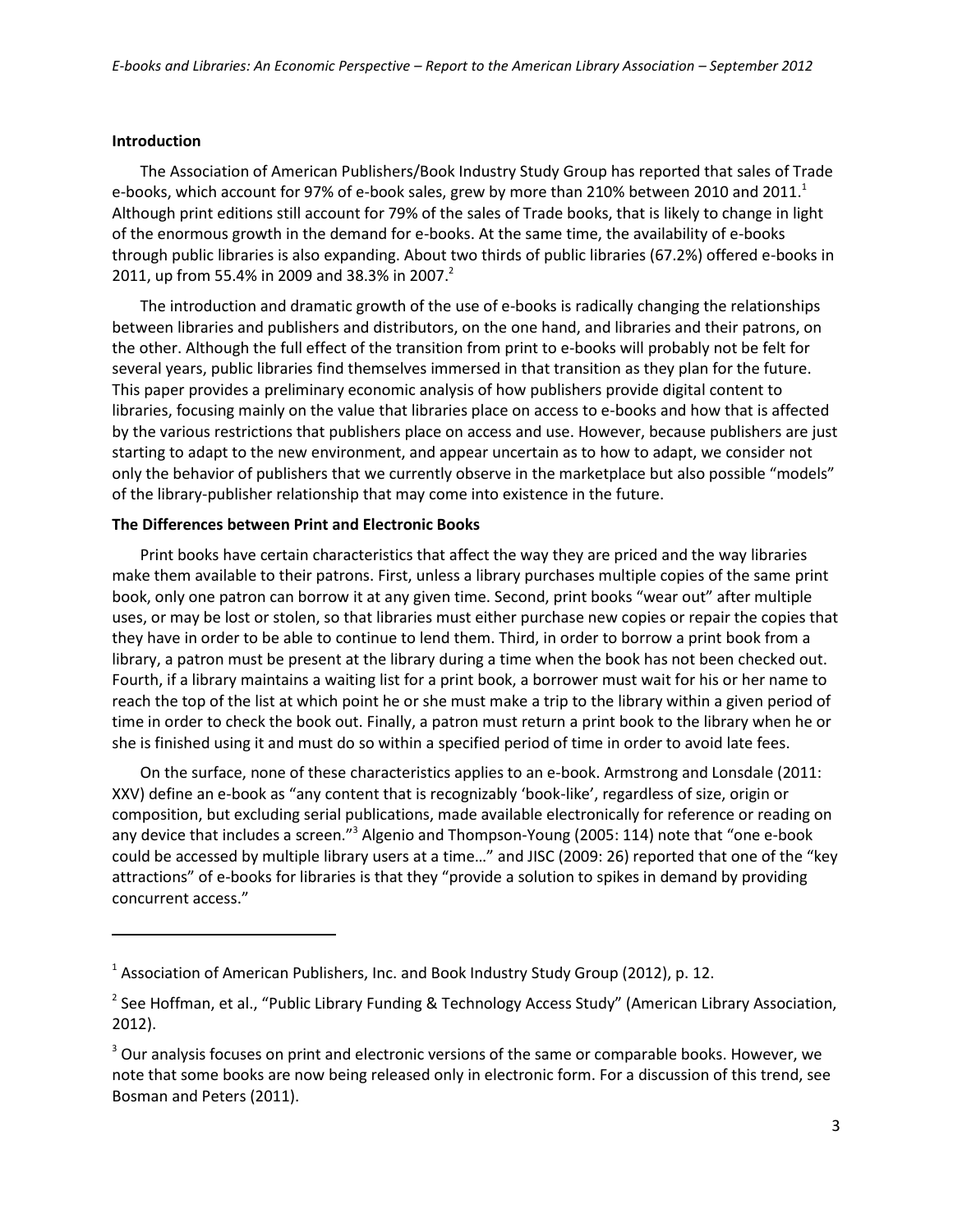## Introduction

The Association of American Publishers/Book Industry Study Group has reported that sales of Trade e-books, which account for 97% of e-book sales, grew by more than 210% between 2010 and 2011.[1] Although print editions still account for 79% of the sales of Trade books, that is likely to change in light of the enormous growth in the demand for e-books. At the same time, the availability of e-books through public libraries is also expanding. About two thirds of public libraries (67.2%) offered e-books in 2011, up from 55.4% in 2009 and 38.3% in 2007.[2]

The introduction and dramatic growth of the use of e-books is radically changing the relationships between libraries and publishers and distributors, on the one hand, and libraries and their patrons, on the other. Although the full effect of the transition from print to e-books will probably not be felt for several years, public libraries find themselves immersed in that transition as they plan for the future. This paper provides a preliminary economic analysis of how publishers provide digital content to libraries, focusing mainly on the value that libraries place on access to e-books and how that is affected by the various restrictions that publishers place on access and use. However, because publishers are just starting to adapt to the new environment, and appear uncertain as to how to adapt, we consider not only the behavior of publishers that we currently observe in the marketplace but also possible "models" of the library-publisher relationship that may come into existence in the future.

## The Differences between Print and Electronic Books

Print books have certain characteristics that affect the way they are priced and the way libraries make them available to their patrons. First, unless a library purchases multiple copies of the same print book, only one patron can borrow it at any given time. Second, print books "wear out" after multiple uses, or may be lost or stolen, so that libraries must either purchase new copies or repair the copies that they have in order to be able to continue to lend them. Third, in order to borrow a print book from a library, a patron must be present at the library during a time when the book has not been checked out. Fourth, if a library maintains a waiting list for a print book, a borrower must wait for his or her name to reach the top of the list at which point he or she must make a trip to the library within a given period of time in order to check the book out. Finally, a patron must return a print book to the library when he or she is finished using it and must do so within a specified period of time in order to avoid late fees.

On the surface, none of these characteristics applies to an e-book. Armstrong and Lonsdale (2011: XXV) define an e-book as "any content that is recognizably 'book-like', regardless of size, origin or composition, but excluding serial publications, made available electronically for reference or reading on any device that includes a screen."[3] Algenio and Thompson-Young (2005: 114) note that "one e-book could be accessed by multiple library users at a time…" and JISC (2009: 26) reported that one of the "key attractions" of e-books for libraries is that they "provide a solution to spikes in demand by providing concurrent access."

---

[1] Association of American Publishers, Inc. and Book Industry Study Group (2012), p. 12.

[2] See Hoffman, et al., "Public Library Funding & Technology Access Study" (American Library Association, 2012).

[3] Our analysis focuses on print and electronic versions of the same or comparable books. However, we note that some books are now being released only in electronic form. For a discussion of this trend, see Bosman and Peters (2011).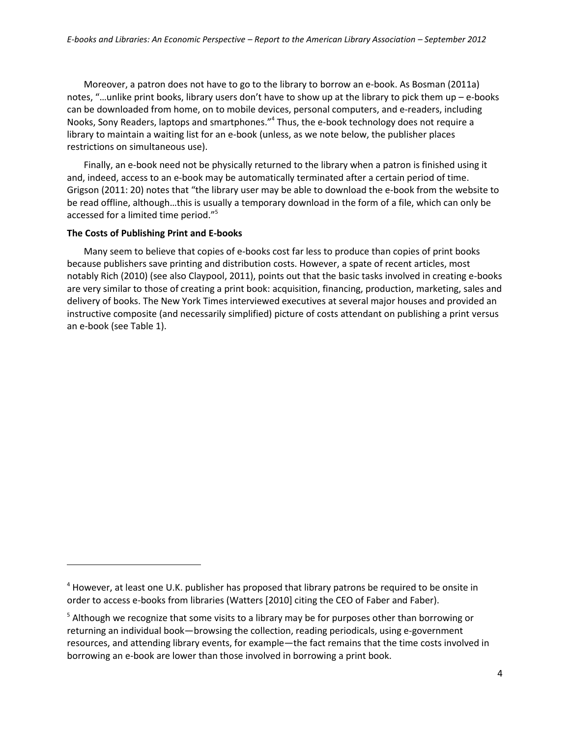Moreover, a patron does not have to go to the library to borrow an e-book. As Bosman (2011a) notes, "…unlike print books, library users don't have to show up at the library to pick them up – e-books can be downloaded from home, on to mobile devices, personal computers, and e-readers, including Nooks, Sony Readers, laptops and smartphones."[4] Thus, the e-book technology does not require a library to maintain a waiting list for an e-book (unless, as we note below, the publisher places restrictions on simultaneous use).

Finally, an e-book need not be physically returned to the library when a patron is finished using it and, indeed, access to an e-book may be automatically terminated after a certain period of time. Grigson (2011: 20) notes that "the library user may be able to download the e-book from the website to be read offline, although…this is usually a temporary download in the form of a file, which can only be accessed for a limited time period."[5]

**The Costs of Publishing Print and E-books**

Many seem to believe that copies of e-books cost far less to produce than copies of print books because publishers save printing and distribution costs. However, a spate of recent articles, most notably Rich (2010) (see also Claypool, 2011), points out that the basic tasks involved in creating e-books are very similar to those of creating a print book: acquisition, financing, production, marketing, sales and delivery of books. The New York Times interviewed executives at several major houses and provided an instructive composite (and necessarily simplified) picture of costs attendant on publishing a print versus an e-book (see Table 1).

---

[4] However, at least one U.K. publisher has proposed that library patrons be required to be onsite in order to access e-books from libraries (Watters [2010] citing the CEO of Faber and Faber).

[5] Although we recognize that some visits to a library may be for purposes other than borrowing or returning an individual book—browsing the collection, reading periodicals, using e-government resources, and attending library events, for example—the fact remains that the time costs involved in borrowing an e-book are lower than those involved in borrowing a print book.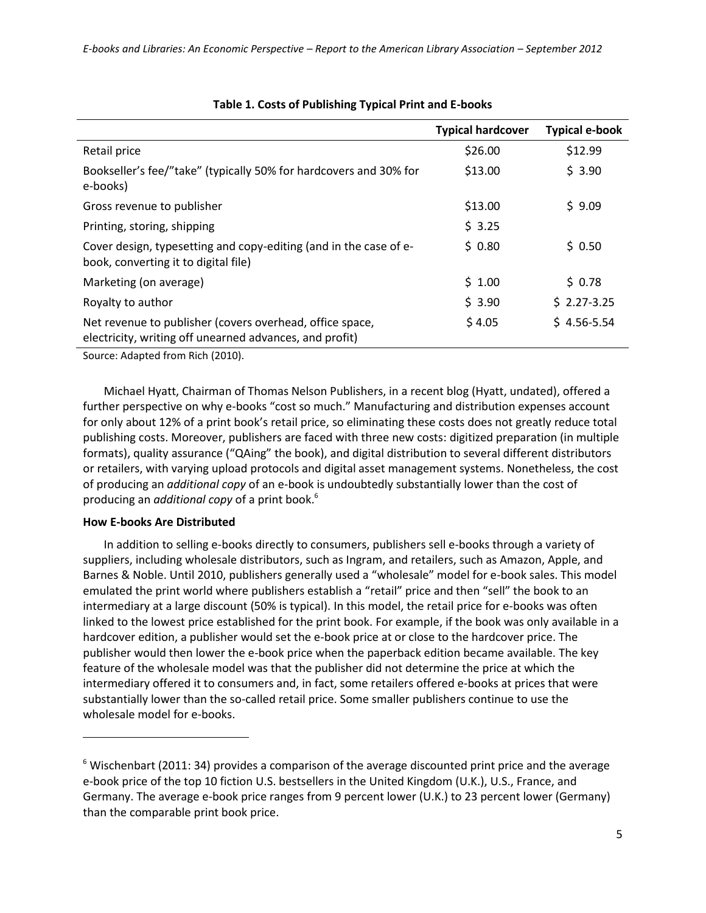**Table 1. Costs of Publishing Typical Print and E-books**

| | Typical hardcover | Typical e-book |
|---|---|---|
| Retail price | $26.00 | $12.99 |
| Bookseller's fee/"take" (typically 50% for hardcovers and 30% for e-books) | $13.00 | $ 3.90 |
| Gross revenue to publisher | $13.00 | $ 9.09 |
| Printing, storing, shipping | $ 3.25 | |
| Cover design, typesetting and copy-editing (and in the case of e-book, converting it to digital file) | $ 0.80 | $ 0.50 |
| Marketing (on average) | $ 1.00 | $ 0.78 |
| Royalty to author | $ 3.90 | $ 2.27-3.25 |
| Net revenue to publisher (covers overhead, office space, electricity, writing off unearned advances, and profit) | $ 4.05 | $ 4.56-5.54 |

Source: Adapted from Rich (2010).

Michael Hyatt, Chairman of Thomas Nelson Publishers, in a recent blog (Hyatt, undated), offered a further perspective on why e-books "cost so much." Manufacturing and distribution expenses account for only about 12% of a print book's retail price, so eliminating these costs does not greatly reduce total publishing costs. Moreover, publishers are faced with three new costs: digitized preparation (in multiple formats), quality assurance ("QAing" the book), and digital distribution to several different distributors or retailers, with varying upload protocols and digital asset management systems. Nonetheless, the cost of producing an *additional copy* of an e-book is undoubtedly substantially lower than the cost of producing an *additional copy* of a print book.[6]

**How E-books Are Distributed**

In addition to selling e-books directly to consumers, publishers sell e-books through a variety of suppliers, including wholesale distributors, such as Ingram, and retailers, such as Amazon, Apple, and Barnes & Noble. Until 2010, publishers generally used a "wholesale" model for e-book sales. This model emulated the print world where publishers establish a "retail" price and then "sell" the book to an intermediary at a large discount (50% is typical). In this model, the retail price for e-books was often linked to the lowest price established for the print book. For example, if the book was only available in a hardcover edition, a publisher would set the e-book price at or close to the hardcover price. The publisher would then lower the e-book price when the paperback edition became available. The key feature of the wholesale model was that the publisher did not determine the price at which the intermediary offered it to consumers and, in fact, some retailers offered e-books at prices that were substantially lower than the so-called retail price. Some smaller publishers continue to use the wholesale model for e-books.

[6] Wischenbart (2011: 34) provides a comparison of the average discounted print price and the average e-book price of the top 10 fiction U.S. bestsellers in the United Kingdom (U.K.), U.S., France, and Germany. The average e-book price ranges from 9 percent lower (U.K.) to 23 percent lower (Germany) than the comparable print book price.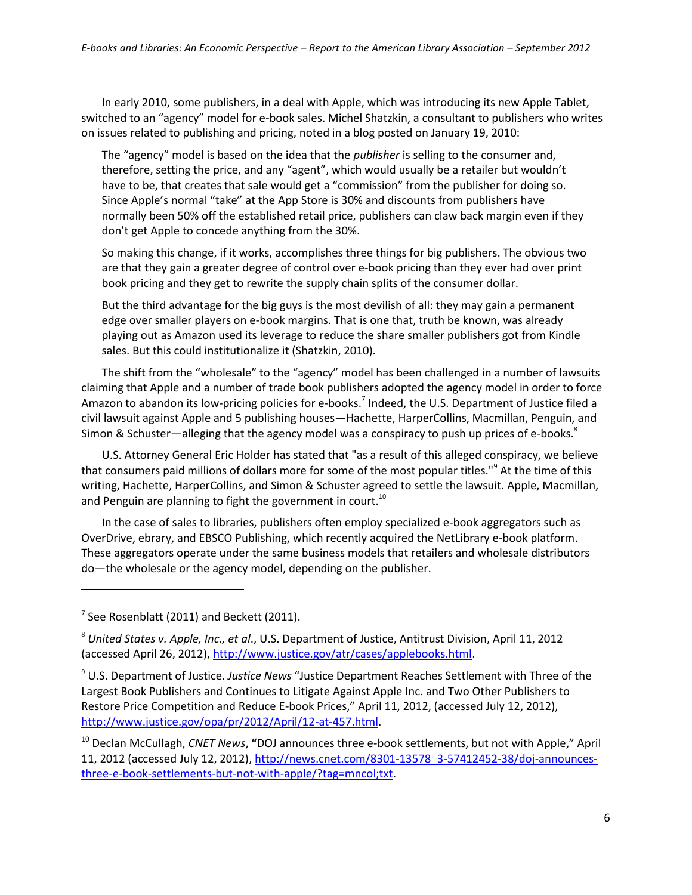In early 2010, some publishers, in a deal with Apple, which was introducing its new Apple Tablet, switched to an "agency" model for e-book sales. Michel Shatzkin, a consultant to publishers who writes on issues related to publishing and pricing, noted in a blog posted on January 19, 2010:

> The "agency" model is based on the idea that the *publisher* is selling to the consumer and, therefore, setting the price, and any "agent", which would usually be a retailer but wouldn't have to be, that creates that sale would get a "commission" from the publisher for doing so. Since Apple's normal "take" at the App Store is 30% and discounts from publishers have normally been 50% off the established retail price, publishers can claw back margin even if they don't get Apple to concede anything from the 30%.
>
> So making this change, if it works, accomplishes three things for big publishers. The obvious two are that they gain a greater degree of control over e-book pricing than they ever had over print book pricing and they get to rewrite the supply chain splits of the consumer dollar.
>
> But the third advantage for the big guys is the most devilish of all: they may gain a permanent edge over smaller players on e-book margins. That is one that, truth be known, was already playing out as Amazon used its leverage to reduce the share smaller publishers got from Kindle sales. But this could institutionalize it (Shatzkin, 2010).

The shift from the "wholesale" to the "agency" model has been challenged in a number of lawsuits claiming that Apple and a number of trade book publishers adopted the agency model in order to force Amazon to abandon its low-pricing policies for e-books.[7] Indeed, the U.S. Department of Justice filed a civil lawsuit against Apple and 5 publishing houses—Hachette, HarperCollins, Macmillan, Penguin, and Simon & Schuster—alleging that the agency model was a conspiracy to push up prices of e-books.[8]

U.S. Attorney General Eric Holder has stated that "as a result of this alleged conspiracy, we believe that consumers paid millions of dollars more for some of the most popular titles."[9] At the time of this writing, Hachette, HarperCollins, and Simon & Schuster agreed to settle the lawsuit. Apple, Macmillan, and Penguin are planning to fight the government in court.[10]

In the case of sales to libraries, publishers often employ specialized e-book aggregators such as OverDrive, ebrary, and EBSCO Publishing, which recently acquired the NetLibrary e-book platform. These aggregators operate under the same business models that retailers and wholesale distributors do—the wholesale or the agency model, depending on the publisher.

---

[7] See Rosenblatt (2011) and Beckett (2011).

[8] *United States v. Apple, Inc., et al*., U.S. Department of Justice, Antitrust Division, April 11, 2012 (accessed April 26, 2012), http://www.justice.gov/atr/cases/applebooks.html.

[9] U.S. Department of Justice. *Justice News* "Justice Department Reaches Settlement with Three of the Largest Book Publishers and Continues to Litigate Against Apple Inc. and Two Other Publishers to Restore Price Competition and Reduce E-book Prices," April 11, 2012, (accessed July 12, 2012), http://www.justice.gov/opa/pr/2012/April/12-at-457.html.

[10] Declan McCullagh, *CNET News*, **"**DOJ announces three e-book settlements, but not with Apple," April 11, 2012 (accessed July 12, 2012), http://news.cnet.com/8301-13578_3-57412452-38/doj-announces-three-e-book-settlements-but-not-with-apple/?tag=mncol;txt.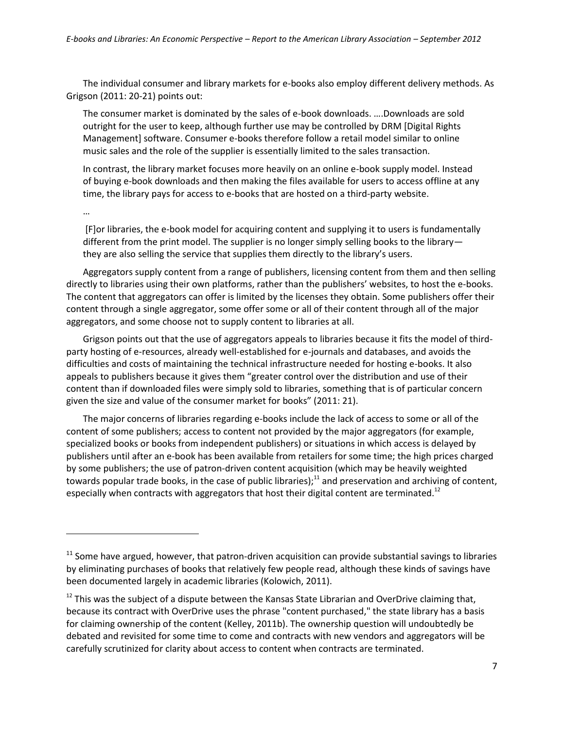The individual consumer and library markets for e-books also employ different delivery methods. As Grigson (2011: 20-21) points out:

> The consumer market is dominated by the sales of e-book downloads. ….Downloads are sold outright for the user to keep, although further use may be controlled by DRM [Digital Rights Management] software. Consumer e-books therefore follow a retail model similar to online music sales and the role of the supplier is essentially limited to the sales transaction.
>
> In contrast, the library market focuses more heavily on an online e-book supply model. Instead of buying e-book downloads and then making the files available for users to access offline at any time, the library pays for access to e-books that are hosted on a third-party website.
>
> …
>
> [F]or libraries, the e-book model for acquiring content and supplying it to users is fundamentally different from the print model. The supplier is no longer simply selling books to the library—they are also selling the service that supplies them directly to the library's users.

Aggregators supply content from a range of publishers, licensing content from them and then selling directly to libraries using their own platforms, rather than the publishers' websites, to host the e-books. The content that aggregators can offer is limited by the licenses they obtain. Some publishers offer their content through a single aggregator, some offer some or all of their content through all of the major aggregators, and some choose not to supply content to libraries at all.

Grigson points out that the use of aggregators appeals to libraries because it fits the model of third-party hosting of e-resources, already well-established for e-journals and databases, and avoids the difficulties and costs of maintaining the technical infrastructure needed for hosting e-books. It also appeals to publishers because it gives them "greater control over the distribution and use of their content than if downloaded files were simply sold to libraries, something that is of particular concern given the size and value of the consumer market for books" (2011: 21).

The major concerns of libraries regarding e-books include the lack of access to some or all of the content of some publishers; access to content not provided by the major aggregators (for example, specialized books or books from independent publishers) or situations in which access is delayed by publishers until after an e-book has been available from retailers for some time; the high prices charged by some publishers; the use of patron-driven content acquisition (which may be heavily weighted towards popular trade books, in the case of public libraries);[11] and preservation and archiving of content, especially when contracts with aggregators that host their digital content are terminated.[12]

---

[11] Some have argued, however, that patron-driven acquisition can provide substantial savings to libraries by eliminating purchases of books that relatively few people read, although these kinds of savings have been documented largely in academic libraries (Kolowich, 2011).

[12] This was the subject of a dispute between the Kansas State Librarian and OverDrive claiming that, because its contract with OverDrive uses the phrase "content purchased," the state library has a basis for claiming ownership of the content (Kelley, 2011b). The ownership question will undoubtedly be debated and revisited for some time to come and contracts with new vendors and aggregators will be carefully scrutinized for clarity about access to content when contracts are terminated.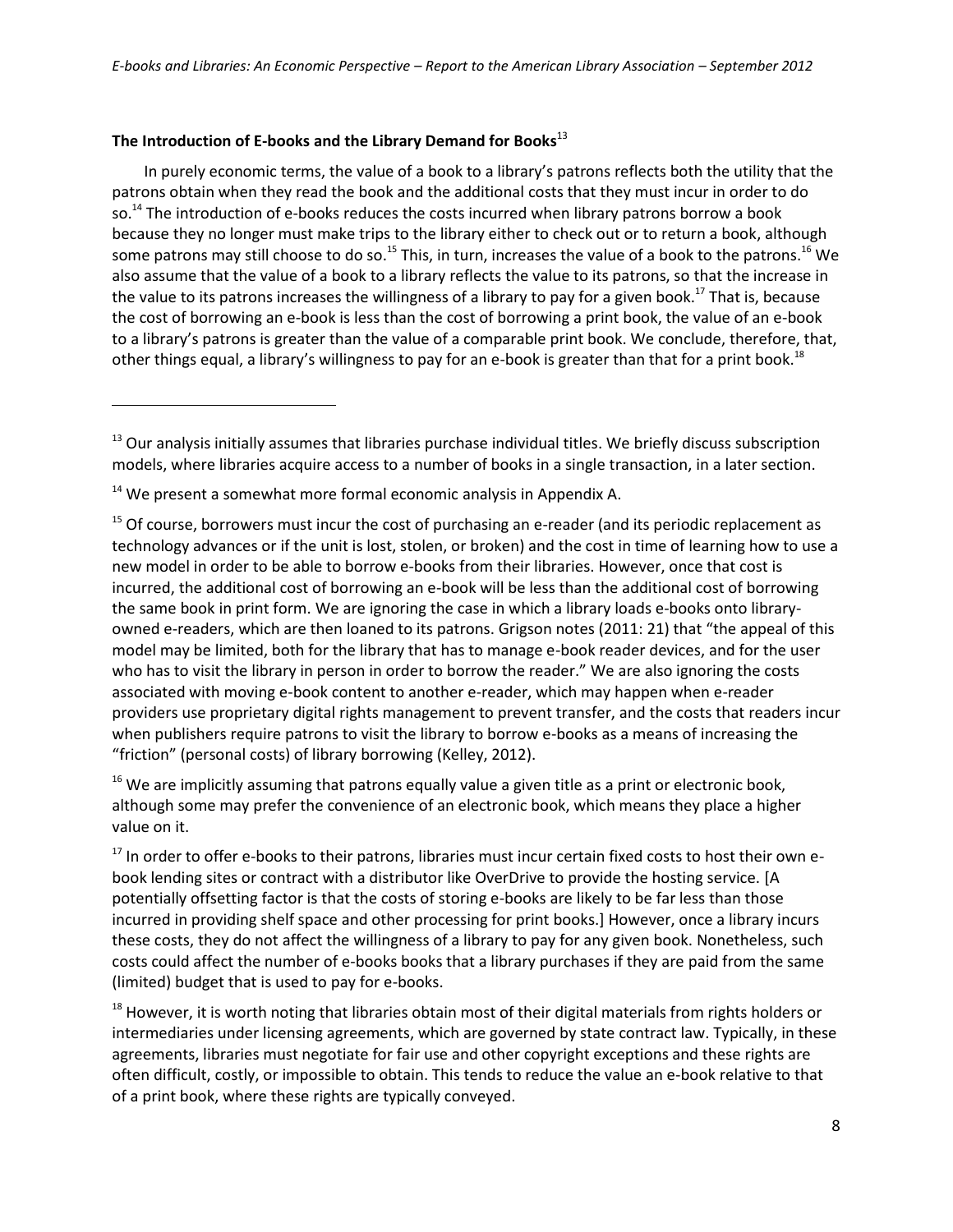**The Introduction of E-books and the Library Demand for Books**[13]

In purely economic terms, the value of a book to a library's patrons reflects both the utility that the patrons obtain when they read the book and the additional costs that they must incur in order to do so.[14] The introduction of e-books reduces the costs incurred when library patrons borrow a book because they no longer must make trips to the library either to check out or to return a book, although some patrons may still choose to do so.[15] This, in turn, increases the value of a book to the patrons.[16] We also assume that the value of a book to a library reflects the value to its patrons, so that the increase in the value to its patrons increases the willingness of a library to pay for a given book.[17] That is, because the cost of borrowing an e-book is less than the cost of borrowing a print book, the value of an e-book to a library's patrons is greater than the value of a comparable print book. We conclude, therefore, that, other things equal, a library's willingness to pay for an e-book is greater than that for a print book.[18]

---

[13] Our analysis initially assumes that libraries purchase individual titles. We briefly discuss subscription models, where libraries acquire access to a number of books in a single transaction, in a later section.

[14] We present a somewhat more formal economic analysis in Appendix A.

[15] Of course, borrowers must incur the cost of purchasing an e-reader (and its periodic replacement as technology advances or if the unit is lost, stolen, or broken) and the cost in time of learning how to use a new model in order to be able to borrow e-books from their libraries. However, once that cost is incurred, the additional cost of borrowing an e-book will be less than the additional cost of borrowing the same book in print form. We are ignoring the case in which a library loads e-books onto library-owned e-readers, which are then loaned to its patrons. Grigson notes (2011: 21) that "the appeal of this model may be limited, both for the library that has to manage e-book reader devices, and for the user who has to visit the library in person in order to borrow the reader." We are also ignoring the costs associated with moving e-book content to another e-reader, which may happen when e-reader providers use proprietary digital rights management to prevent transfer, and the costs that readers incur when publishers require patrons to visit the library to borrow e-books as a means of increasing the "friction" (personal costs) of library borrowing (Kelley, 2012).

[16] We are implicitly assuming that patrons equally value a given title as a print or electronic book, although some may prefer the convenience of an electronic book, which means they place a higher value on it.

[17] In order to offer e-books to their patrons, libraries must incur certain fixed costs to host their own e-book lending sites or contract with a distributor like OverDrive to provide the hosting service. [A potentially offsetting factor is that the costs of storing e-books are likely to be far less than those incurred in providing shelf space and other processing for print books.] However, once a library incurs these costs, they do not affect the willingness of a library to pay for any given book. Nonetheless, such costs could affect the number of e-books books that a library purchases if they are paid from the same (limited) budget that is used to pay for e-books.

[18] However, it is worth noting that libraries obtain most of their digital materials from rights holders or intermediaries under licensing agreements, which are governed by state contract law. Typically, in these agreements, libraries must negotiate for fair use and other copyright exceptions and these rights are often difficult, costly, or impossible to obtain. This tends to reduce the value an e-book relative to that of a print book, where these rights are typically conveyed.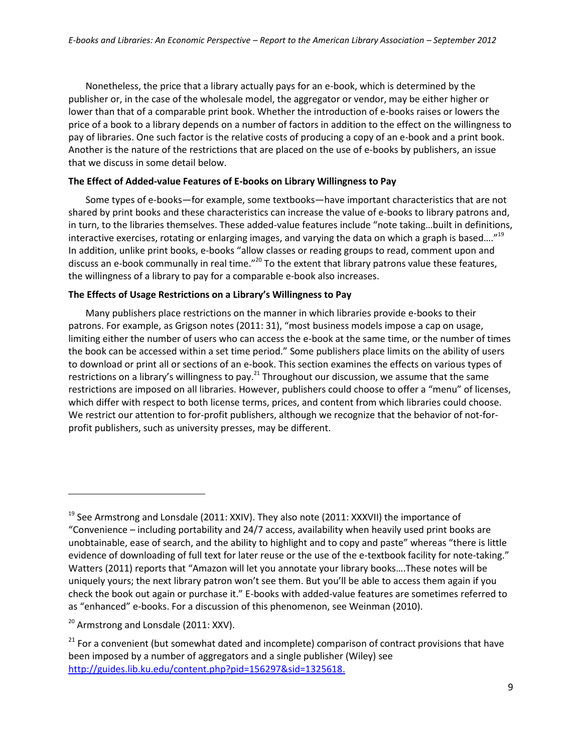Nonetheless, the price that a library actually pays for an e-book, which is determined by the publisher or, in the case of the wholesale model, the aggregator or vendor, may be either higher or lower than that of a comparable print book. Whether the introduction of e-books raises or lowers the price of a book to a library depends on a number of factors in addition to the effect on the willingness to pay of libraries. One such factor is the relative costs of producing a copy of an e-book and a print book. Another is the nature of the restrictions that are placed on the use of e-books by publishers, an issue that we discuss in some detail below.

**The Effect of Added-value Features of E-books on Library Willingness to Pay**

Some types of e-books—for example, some textbooks—have important characteristics that are not shared by print books and these characteristics can increase the value of e-books to library patrons and, in turn, to the libraries themselves. These added-value features include "note taking…built in definitions, interactive exercises, rotating or enlarging images, and varying the data on which a graph is based…."[19] In addition, unlike print books, e-books "allow classes or reading groups to read, comment upon and discuss an e-book communally in real time."[20] To the extent that library patrons value these features, the willingness of a library to pay for a comparable e-book also increases.

**The Effects of Usage Restrictions on a Library's Willingness to Pay**

Many publishers place restrictions on the manner in which libraries provide e-books to their patrons. For example, as Grigson notes (2011: 31), "most business models impose a cap on usage, limiting either the number of users who can access the e-book at the same time, or the number of times the book can be accessed within a set time period." Some publishers place limits on the ability of users to download or print all or sections of an e-book. This section examines the effects on various types of restrictions on a library's willingness to pay.[21] Throughout our discussion, we assume that the same restrictions are imposed on all libraries. However, publishers could choose to offer a "menu" of licenses, which differ with respect to both license terms, prices, and content from which libraries could choose. We restrict our attention to for-profit publishers, although we recognize that the behavior of not-for-profit publishers, such as university presses, may be different.

---

[19] See Armstrong and Lonsdale (2011: XXIV). They also note (2011: XXXVII) the importance of "Convenience – including portability and 24/7 access, availability when heavily used print books are unobtainable, ease of search, and the ability to highlight and to copy and paste" whereas "there is little evidence of downloading of full text for later reuse or the use of the e-textbook facility for note-taking." Watters (2011) reports that "Amazon will let you annotate your library books….These notes will be uniquely yours; the next library patron won't see them. But you'll be able to access them again if you check the book out again or purchase it." E-books with added-value features are sometimes referred to as "enhanced" e-books. For a discussion of this phenomenon, see Weinman (2010).

[20] Armstrong and Lonsdale (2011: XXV).

[21] For a convenient (but somewhat dated and incomplete) comparison of contract provisions that have been imposed by a number of aggregators and a single publisher (Wiley) see http://guides.lib.ku.edu/content.php?pid=156297&sid=1325618.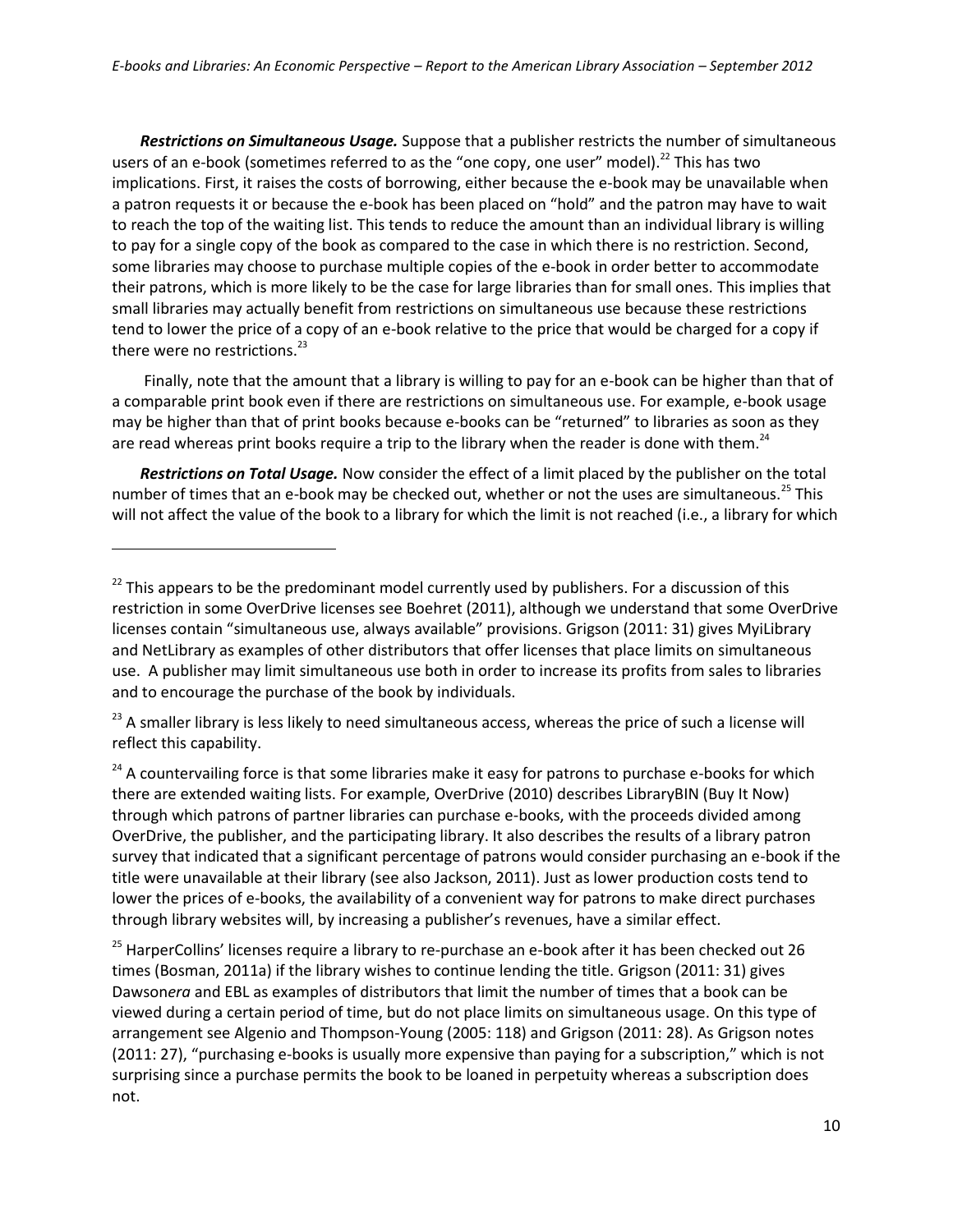***Restrictions on Simultaneous Usage.*** Suppose that a publisher restricts the number of simultaneous users of an e-book (sometimes referred to as the "one copy, one user" model).[22] This has two implications. First, it raises the costs of borrowing, either because the e-book may be unavailable when a patron requests it or because the e-book has been placed on "hold" and the patron may have to wait to reach the top of the waiting list. This tends to reduce the amount than an individual library is willing to pay for a single copy of the book as compared to the case in which there is no restriction. Second, some libraries may choose to purchase multiple copies of the e-book in order better to accommodate their patrons, which is more likely to be the case for large libraries than for small ones. This implies that small libraries may actually benefit from restrictions on simultaneous use because these restrictions tend to lower the price of a copy of an e-book relative to the price that would be charged for a copy if there were no restrictions.[23]

Finally, note that the amount that a library is willing to pay for an e-book can be higher than that of a comparable print book even if there are restrictions on simultaneous use. For example, e-book usage may be higher than that of print books because e-books can be "returned" to libraries as soon as they are read whereas print books require a trip to the library when the reader is done with them.[24]

***Restrictions on Total Usage.*** Now consider the effect of a limit placed by the publisher on the total number of times that an e-book may be checked out, whether or not the uses are simultaneous.[25] This will not affect the value of the book to a library for which the limit is not reached (i.e., a library for which

---

[22] This appears to be the predominant model currently used by publishers. For a discussion of this restriction in some OverDrive licenses see Boehret (2011), although we understand that some OverDrive licenses contain "simultaneous use, always available" provisions. Grigson (2011: 31) gives MyiLibrary and NetLibrary as examples of other distributors that offer licenses that place limits on simultaneous use. A publisher may limit simultaneous use both in order to increase its profits from sales to libraries and to encourage the purchase of the book by individuals.

[23] A smaller library is less likely to need simultaneous access, whereas the price of such a license will reflect this capability.

[24] A countervailing force is that some libraries make it easy for patrons to purchase e-books for which there are extended waiting lists. For example, OverDrive (2010) describes LibraryBIN (Buy It Now) through which patrons of partner libraries can purchase e-books, with the proceeds divided among OverDrive, the publisher, and the participating library. It also describes the results of a library patron survey that indicated that a significant percentage of patrons would consider purchasing an e-book if the title were unavailable at their library (see also Jackson, 2011). Just as lower production costs tend to lower the prices of e-books, the availability of a convenient way for patrons to make direct purchases through library websites will, by increasing a publisher's revenues, have a similar effect.

[25] HarperCollins' licenses require a library to re-purchase an e-book after it has been checked out 26 times (Bosman, 2011a) if the library wishes to continue lending the title. Grigson (2011: 31) gives Dawson*era* and EBL as examples of distributors that limit the number of times that a book can be viewed during a certain period of time, but do not place limits on simultaneous usage. On this type of arrangement see Algenio and Thompson-Young (2005: 118) and Grigson (2011: 28). As Grigson notes (2011: 27), "purchasing e-books is usually more expensive than paying for a subscription," which is not surprising since a purchase permits the book to be loaned in perpetuity whereas a subscription does not.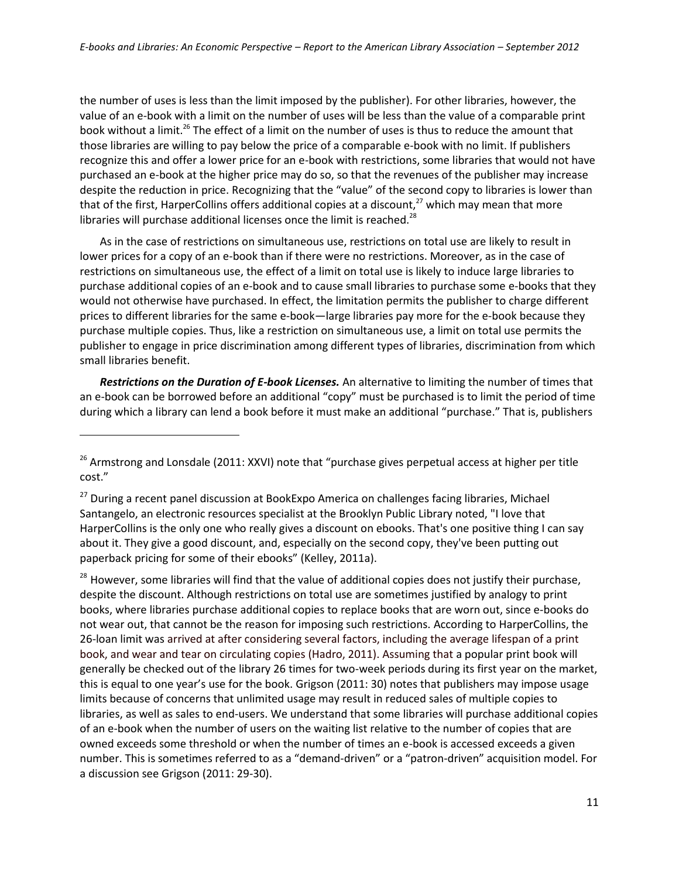the number of uses is less than the limit imposed by the publisher). For other libraries, however, the value of an e-book with a limit on the number of uses will be less than the value of a comparable print book without a limit.[26] The effect of a limit on the number of uses is thus to reduce the amount that those libraries are willing to pay below the price of a comparable e-book with no limit. If publishers recognize this and offer a lower price for an e-book with restrictions, some libraries that would not have purchased an e-book at the higher price may do so, so that the revenues of the publisher may increase despite the reduction in price. Recognizing that the "value" of the second copy to libraries is lower than that of the first, HarperCollins offers additional copies at a discount,[27] which may mean that more libraries will purchase additional licenses once the limit is reached.[28]

As in the case of restrictions on simultaneous use, restrictions on total use are likely to result in lower prices for a copy of an e-book than if there were no restrictions. Moreover, as in the case of restrictions on simultaneous use, the effect of a limit on total use is likely to induce large libraries to purchase additional copies of an e-book and to cause small libraries to purchase some e-books that they would not otherwise have purchased. In effect, the limitation permits the publisher to charge different prices to different libraries for the same e-book—large libraries pay more for the e-book because they purchase multiple copies. Thus, like a restriction on simultaneous use, a limit on total use permits the publisher to engage in price discrimination among different types of libraries, discrimination from which small libraries benefit.

***Restrictions on the Duration of E-book Licenses.*** An alternative to limiting the number of times that an e-book can be borrowed before an additional "copy" must be purchased is to limit the period of time during which a library can lend a book before it must make an additional "purchase." That is, publishers

---

[26] Armstrong and Lonsdale (2011: XXVI) note that "purchase gives perpetual access at higher per title cost."

[27] During a recent panel discussion at BookExpo America on challenges facing libraries, Michael Santangelo, an electronic resources specialist at the Brooklyn Public Library noted, "I love that HarperCollins is the only one who really gives a discount on ebooks. That's one positive thing I can say about it. They give a good discount, and, especially on the second copy, they've been putting out paperback pricing for some of their ebooks" (Kelley, 2011a).

[28] However, some libraries will find that the value of additional copies does not justify their purchase, despite the discount. Although restrictions on total use are sometimes justified by analogy to print books, where libraries purchase additional copies to replace books that are worn out, since e-books do not wear out, that cannot be the reason for imposing such restrictions. According to HarperCollins, the 26-loan limit was arrived at after considering several factors, including the average lifespan of a print book, and wear and tear on circulating copies (Hadro, 2011). Assuming that a popular print book will generally be checked out of the library 26 times for two-week periods during its first year on the market, this is equal to one year's use for the book. Grigson (2011: 30) notes that publishers may impose usage limits because of concerns that unlimited usage may result in reduced sales of multiple copies to libraries, as well as sales to end-users. We understand that some libraries will purchase additional copies of an e-book when the number of users on the waiting list relative to the number of copies that are owned exceeds some threshold or when the number of times an e-book is accessed exceeds a given number. This is sometimes referred to as a "demand-driven" or a "patron-driven" acquisition model. For a discussion see Grigson (2011: 29-30).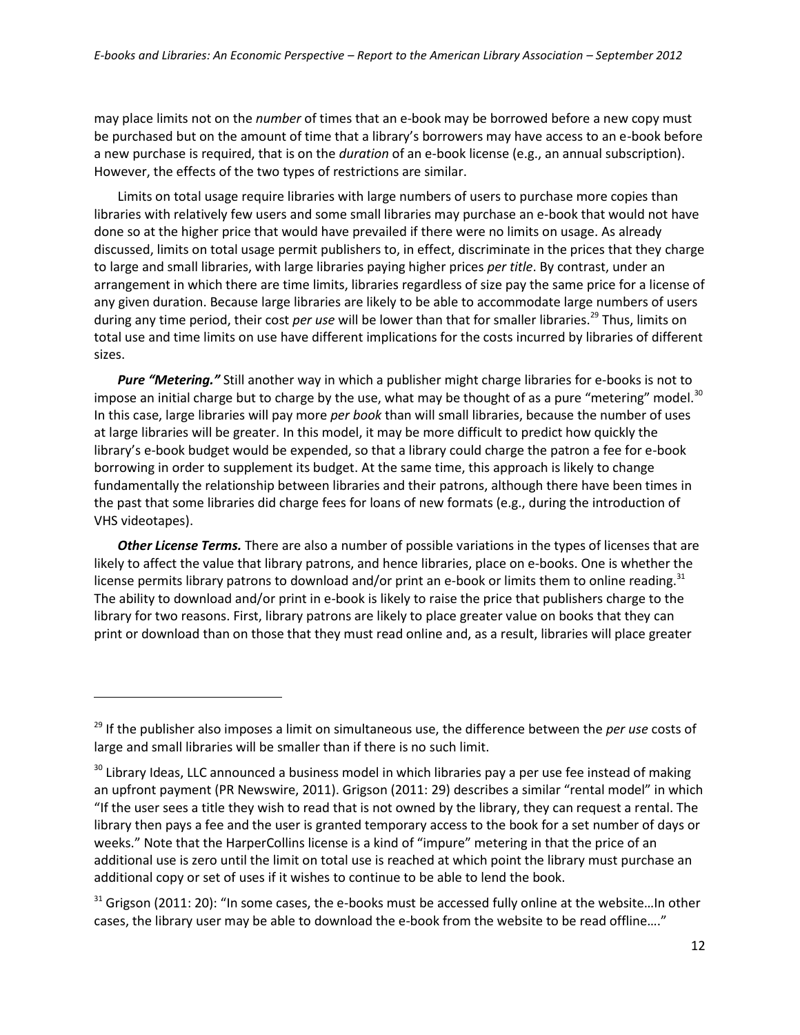may place limits not on the *number* of times that an e-book may be borrowed before a new copy must be purchased but on the amount of time that a library's borrowers may have access to an e-book before a new purchase is required, that is on the *duration* of an e-book license (e.g., an annual subscription). However, the effects of the two types of restrictions are similar.

Limits on total usage require libraries with large numbers of users to purchase more copies than libraries with relatively few users and some small libraries may purchase an e-book that would not have done so at the higher price that would have prevailed if there were no limits on usage. As already discussed, limits on total usage permit publishers to, in effect, discriminate in the prices that they charge to large and small libraries, with large libraries paying higher prices *per title*. By contrast, under an arrangement in which there are time limits, libraries regardless of size pay the same price for a license of any given duration. Because large libraries are likely to be able to accommodate large numbers of users during any time period, their cost *per use* will be lower than that for smaller libraries.[29] Thus, limits on total use and time limits on use have different implications for the costs incurred by libraries of different sizes.

***Pure "Metering."*** Still another way in which a publisher might charge libraries for e-books is not to impose an initial charge but to charge by the use, what may be thought of as a pure "metering" model.[30] In this case, large libraries will pay more *per book* than will small libraries, because the number of uses at large libraries will be greater. In this model, it may be more difficult to predict how quickly the library's e-book budget would be expended, so that a library could charge the patron a fee for e-book borrowing in order to supplement its budget. At the same time, this approach is likely to change fundamentally the relationship between libraries and their patrons, although there have been times in the past that some libraries did charge fees for loans of new formats (e.g., during the introduction of VHS videotapes).

***Other License Terms.*** There are also a number of possible variations in the types of licenses that are likely to affect the value that library patrons, and hence libraries, place on e-books. One is whether the license permits library patrons to download and/or print an e-book or limits them to online reading.[31] The ability to download and/or print in e-book is likely to raise the price that publishers charge to the library for two reasons. First, library patrons are likely to place greater value on books that they can print or download than on those that they must read online and, as a result, libraries will place greater

---

[29] If the publisher also imposes a limit on simultaneous use, the difference between the *per use* costs of large and small libraries will be smaller than if there is no such limit.

[30] Library Ideas, LLC announced a business model in which libraries pay a per use fee instead of making an upfront payment (PR Newswire, 2011). Grigson (2011: 29) describes a similar "rental model" in which "If the user sees a title they wish to read that is not owned by the library, they can request a rental. The library then pays a fee and the user is granted temporary access to the book for a set number of days or weeks." Note that the HarperCollins license is a kind of "impure" metering in that the price of an additional use is zero until the limit on total use is reached at which point the library must purchase an additional copy or set of uses if it wishes to continue to be able to lend the book.

[31] Grigson (2011: 20): "In some cases, the e-books must be accessed fully online at the website…In other cases, the library user may be able to download the e-book from the website to be read offline…."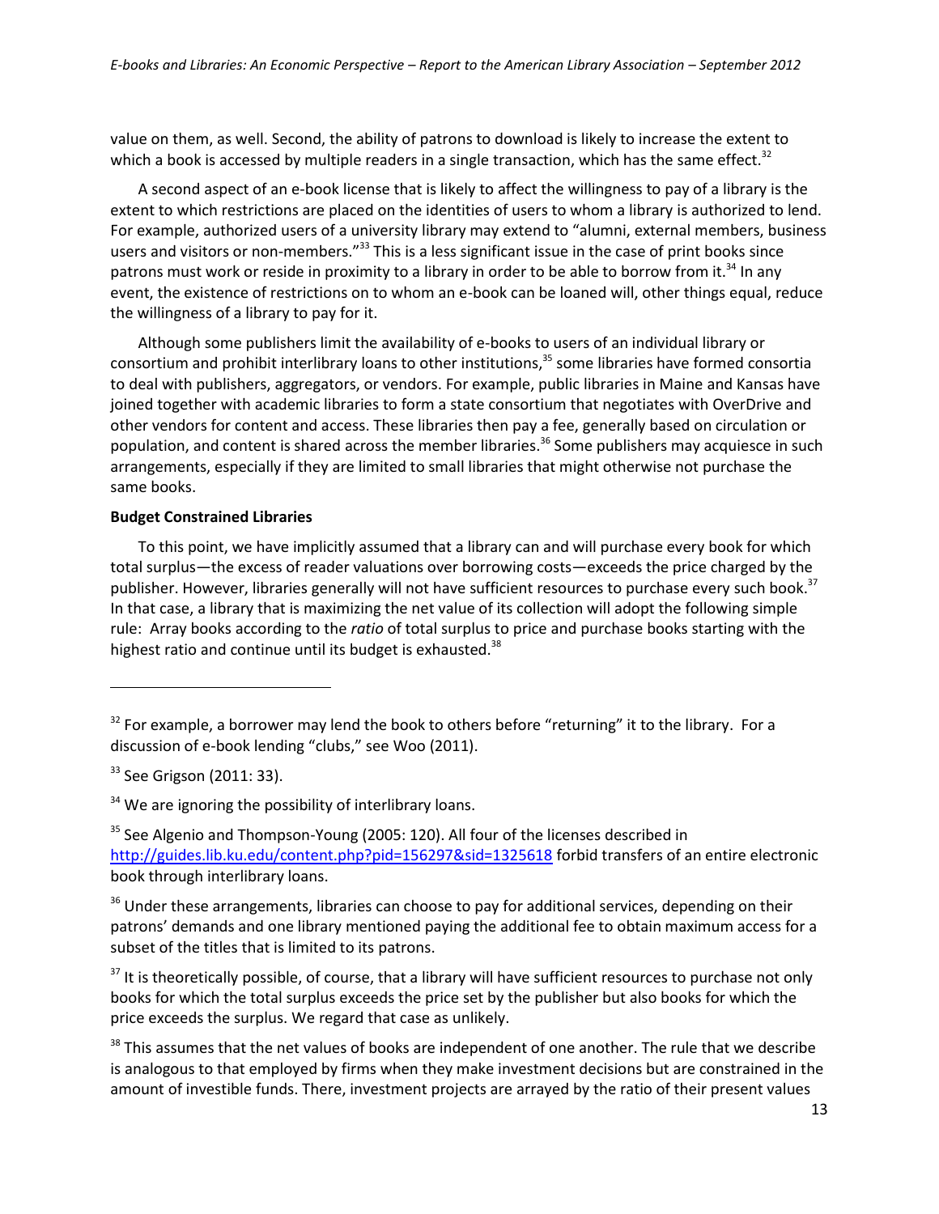value on them, as well. Second, the ability of patrons to download is likely to increase the extent to which a book is accessed by multiple readers in a single transaction, which has the same effect.[32]

A second aspect of an e-book license that is likely to affect the willingness to pay of a library is the extent to which restrictions are placed on the identities of users to whom a library is authorized to lend. For example, authorized users of a university library may extend to "alumni, external members, business users and visitors or non-members."[33] This is a less significant issue in the case of print books since patrons must work or reside in proximity to a library in order to be able to borrow from it.[34] In any event, the existence of restrictions on to whom an e-book can be loaned will, other things equal, reduce the willingness of a library to pay for it.

Although some publishers limit the availability of e-books to users of an individual library or consortium and prohibit interlibrary loans to other institutions,[35] some libraries have formed consortia to deal with publishers, aggregators, or vendors. For example, public libraries in Maine and Kansas have joined together with academic libraries to form a state consortium that negotiates with OverDrive and other vendors for content and access. These libraries then pay a fee, generally based on circulation or population, and content is shared across the member libraries.[36] Some publishers may acquiesce in such arrangements, especially if they are limited to small libraries that might otherwise not purchase the same books.

**Budget Constrained Libraries**

To this point, we have implicitly assumed that a library can and will purchase every book for which total surplus—the excess of reader valuations over borrowing costs—exceeds the price charged by the publisher. However, libraries generally will not have sufficient resources to purchase every such book.[37] In that case, a library that is maximizing the net value of its collection will adopt the following simple rule: Array books according to the *ratio* of total surplus to price and purchase books starting with the highest ratio and continue until its budget is exhausted.[38]

---

[32] For example, a borrower may lend the book to others before "returning" it to the library. For a discussion of e-book lending "clubs," see Woo (2011).

[33] See Grigson (2011: 33).

[34] We are ignoring the possibility of interlibrary loans.

[35] See Algenio and Thompson-Young (2005: 120). All four of the licenses described in http://guides.lib.ku.edu/content.php?pid=156297&sid=1325618 forbid transfers of an entire electronic book through interlibrary loans.

[36] Under these arrangements, libraries can choose to pay for additional services, depending on their patrons' demands and one library mentioned paying the additional fee to obtain maximum access for a subset of the titles that is limited to its patrons.

[37] It is theoretically possible, of course, that a library will have sufficient resources to purchase not only books for which the total surplus exceeds the price set by the publisher but also books for which the price exceeds the surplus. We regard that case as unlikely.

[38] This assumes that the net values of books are independent of one another. The rule that we describe is analogous to that employed by firms when they make investment decisions but are constrained in the amount of investible funds. There, investment projects are arrayed by the ratio of their present values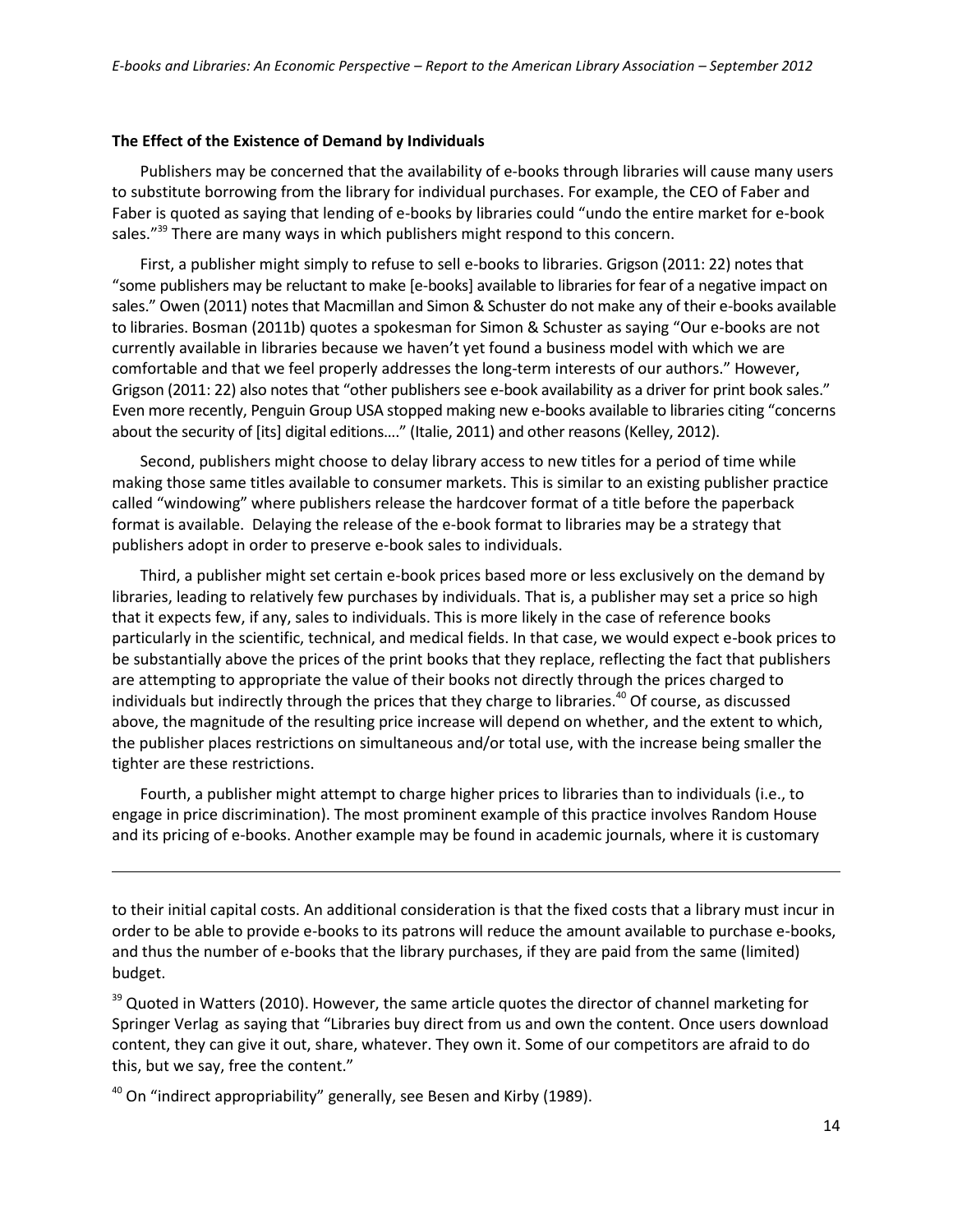### The Effect of the Existence of Demand by Individuals

Publishers may be concerned that the availability of e-books through libraries will cause many users to substitute borrowing from the library for individual purchases. For example, the CEO of Faber and Faber is quoted as saying that lending of e-books by libraries could "undo the entire market for e-book sales."[39] There are many ways in which publishers might respond to this concern.

First, a publisher might simply to refuse to sell e-books to libraries. Grigson (2011: 22) notes that "some publishers may be reluctant to make [e-books] available to libraries for fear of a negative impact on sales." Owen (2011) notes that Macmillan and Simon & Schuster do not make any of their e-books available to libraries. Bosman (2011b) quotes a spokesman for Simon & Schuster as saying "Our e-books are not currently available in libraries because we haven't yet found a business model with which we are comfortable and that we feel properly addresses the long-term interests of our authors." However, Grigson (2011: 22) also notes that "other publishers see e-book availability as a driver for print book sales." Even more recently, Penguin Group USA stopped making new e-books available to libraries citing "concerns about the security of [its] digital editions…." (Italie, 2011) and other reasons (Kelley, 2012).

Second, publishers might choose to delay library access to new titles for a period of time while making those same titles available to consumer markets. This is similar to an existing publisher practice called "windowing" where publishers release the hardcover format of a title before the paperback format is available. Delaying the release of the e-book format to libraries may be a strategy that publishers adopt in order to preserve e-book sales to individuals.

Third, a publisher might set certain e-book prices based more or less exclusively on the demand by libraries, leading to relatively few purchases by individuals. That is, a publisher may set a price so high that it expects few, if any, sales to individuals. This is more likely in the case of reference books particularly in the scientific, technical, and medical fields. In that case, we would expect e-book prices to be substantially above the prices of the print books that they replace, reflecting the fact that publishers are attempting to appropriate the value of their books not directly through the prices charged to individuals but indirectly through the prices that they charge to libraries.[40] Of course, as discussed above, the magnitude of the resulting price increase will depend on whether, and the extent to which, the publisher places restrictions on simultaneous and/or total use, with the increase being smaller the tighter are these restrictions.

Fourth, a publisher might attempt to charge higher prices to libraries than to individuals (i.e., to engage in price discrimination). The most prominent example of this practice involves Random House and its pricing of e-books. Another example may be found in academic journals, where it is customary

---

to their initial capital costs. An additional consideration is that the fixed costs that a library must incur in order to be able to provide e-books to its patrons will reduce the amount available to purchase e-books, and thus the number of e-books that the library purchases, if they are paid from the same (limited) budget.

[39] Quoted in Watters (2010). However, the same article quotes the director of channel marketing for Springer Verlag as saying that "Libraries buy direct from us and own the content. Once users download content, they can give it out, share, whatever. They own it. Some of our competitors are afraid to do this, but we say, free the content."

[40] On "indirect appropriability" generally, see Besen and Kirby (1989).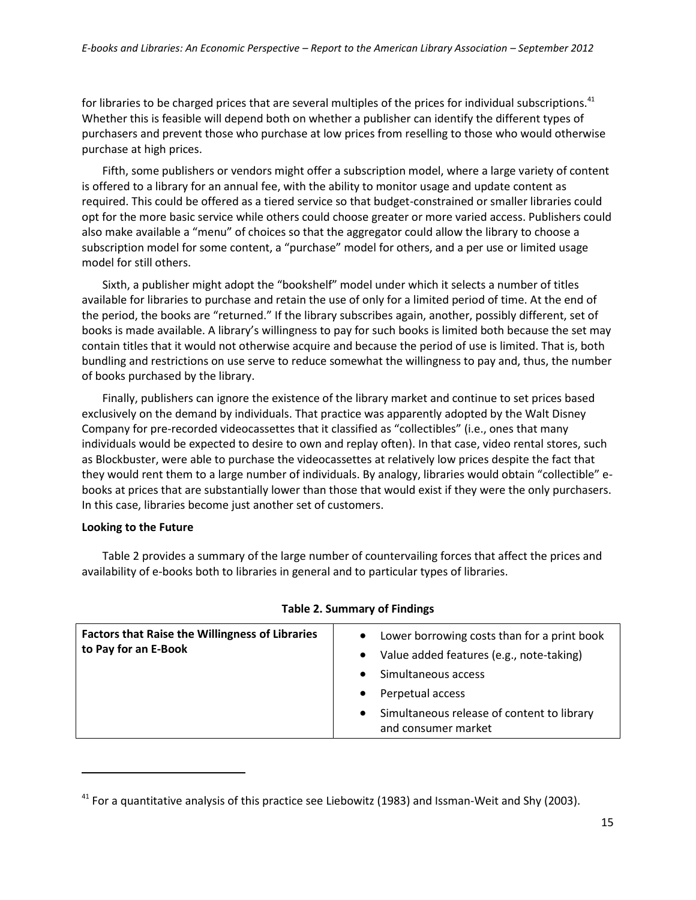for libraries to be charged prices that are several multiples of the prices for individual subscriptions.[41] Whether this is feasible will depend both on whether a publisher can identify the different types of purchasers and prevent those who purchase at low prices from reselling to those who would otherwise purchase at high prices.

Fifth, some publishers or vendors might offer a subscription model, where a large variety of content is offered to a library for an annual fee, with the ability to monitor usage and update content as required. This could be offered as a tiered service so that budget-constrained or smaller libraries could opt for the more basic service while others could choose greater or more varied access. Publishers could also make available a "menu" of choices so that the aggregator could allow the library to choose a subscription model for some content, a "purchase" model for others, and a per use or limited usage model for still others.

Sixth, a publisher might adopt the "bookshelf" model under which it selects a number of titles available for libraries to purchase and retain the use of only for a limited period of time. At the end of the period, the books are "returned." If the library subscribes again, another, possibly different, set of books is made available. A library's willingness to pay for such books is limited both because the set may contain titles that it would not otherwise acquire and because the period of use is limited. That is, both bundling and restrictions on use serve to reduce somewhat the willingness to pay and, thus, the number of books purchased by the library.

Finally, publishers can ignore the existence of the library market and continue to set prices based exclusively on the demand by individuals. That practice was apparently adopted by the Walt Disney Company for pre-recorded videocassettes that it classified as "collectibles" (i.e., ones that many individuals would be expected to desire to own and replay often). In that case, video rental stores, such as Blockbuster, were able to purchase the videocassettes at relatively low prices despite the fact that they would rent them to a large number of individuals. By analogy, libraries would obtain "collectible" e-books at prices that are substantially lower than those that would exist if they were the only purchasers. In this case, libraries become just another set of customers.

**Looking to the Future**

Table 2 provides a summary of the large number of countervailing forces that affect the prices and availability of e-books both to libraries in general and to particular types of libraries.

**Table 2. Summary of Findings**

| | |
|---|---|
| **Factors that Raise the Willingness of Libraries to Pay for an E-Book** | • Lower borrowing costs than for a print book<br>• Value added features (e.g., note-taking)<br>• Simultaneous access<br>• Perpetual access<br>• Simultaneous release of content to library and consumer market |

[41] For a quantitative analysis of this practice see Liebowitz (1983) and Issman-Weit and Shy (2003).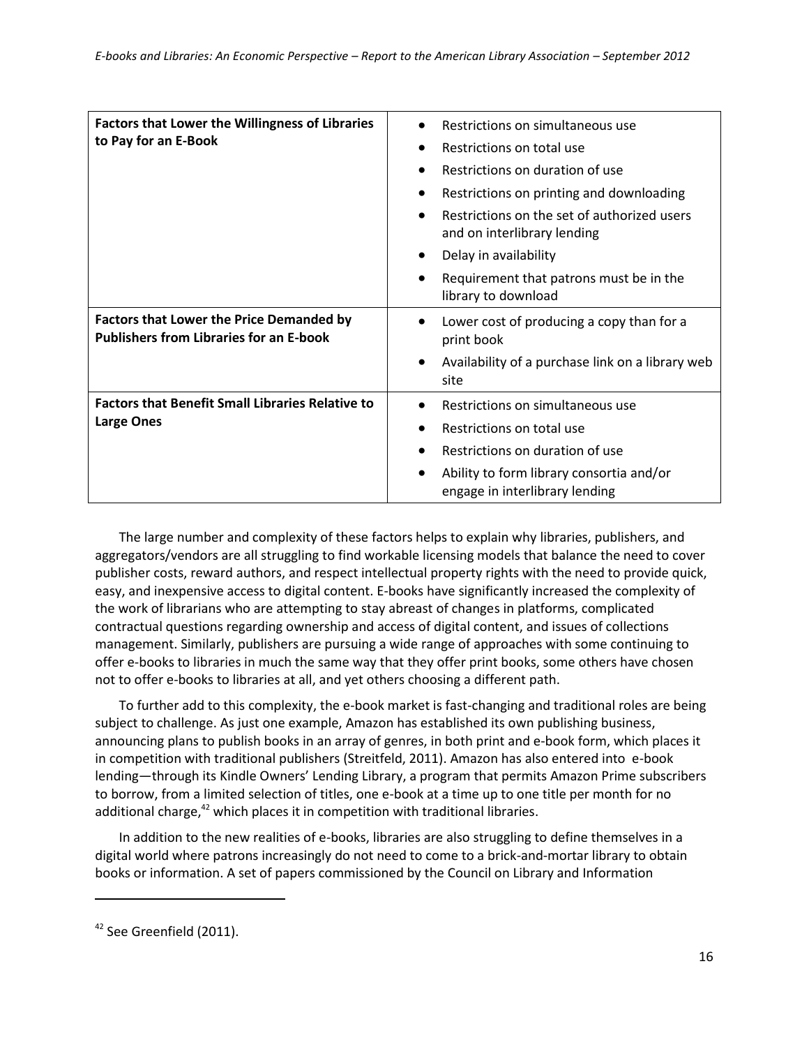| | |
|---|---|
| **Factors that Lower the Willingness of Libraries to Pay for an E-Book** | • Restrictions on simultaneous use<br>• Restrictions on total use<br>• Restrictions on duration of use<br>• Restrictions on printing and downloading<br>• Restrictions on the set of authorized users and on interlibrary lending<br>• Delay in availability<br>• Requirement that patrons must be in the library to download |
| **Factors that Lower the Price Demanded by Publishers from Libraries for an E-book** | • Lower cost of producing a copy than for a print book<br>• Availability of a purchase link on a library web site |
| **Factors that Benefit Small Libraries Relative to Large Ones** | • Restrictions on simultaneous use<br>• Restrictions on total use<br>• Restrictions on duration of use<br>• Ability to form library consortia and/or engage in interlibrary lending |

The large number and complexity of these factors helps to explain why libraries, publishers, and aggregators/vendors are all struggling to find workable licensing models that balance the need to cover publisher costs, reward authors, and respect intellectual property rights with the need to provide quick, easy, and inexpensive access to digital content. E-books have significantly increased the complexity of the work of librarians who are attempting to stay abreast of changes in platforms, complicated contractual questions regarding ownership and access of digital content, and issues of collections management. Similarly, publishers are pursuing a wide range of approaches with some continuing to offer e-books to libraries in much the same way that they offer print books, some others have chosen not to offer e-books to libraries at all, and yet others choosing a different path.

To further add to this complexity, the e-book market is fast-changing and traditional roles are being subject to challenge. As just one example, Amazon has established its own publishing business, announcing plans to publish books in an array of genres, in both print and e-book form, which places it in competition with traditional publishers (Streitfeld, 2011). Amazon has also entered into e-book lending—through its Kindle Owners' Lending Library, a program that permits Amazon Prime subscribers to borrow, from a limited selection of titles, one e-book at a time up to one title per month for no additional charge,[42] which places it in competition with traditional libraries.

In addition to the new realities of e-books, libraries are also struggling to define themselves in a digital world where patrons increasingly do not need to come to a brick-and-mortar library to obtain books or information. A set of papers commissioned by the Council on Library and Information

---

[42] See Greenfield (2011).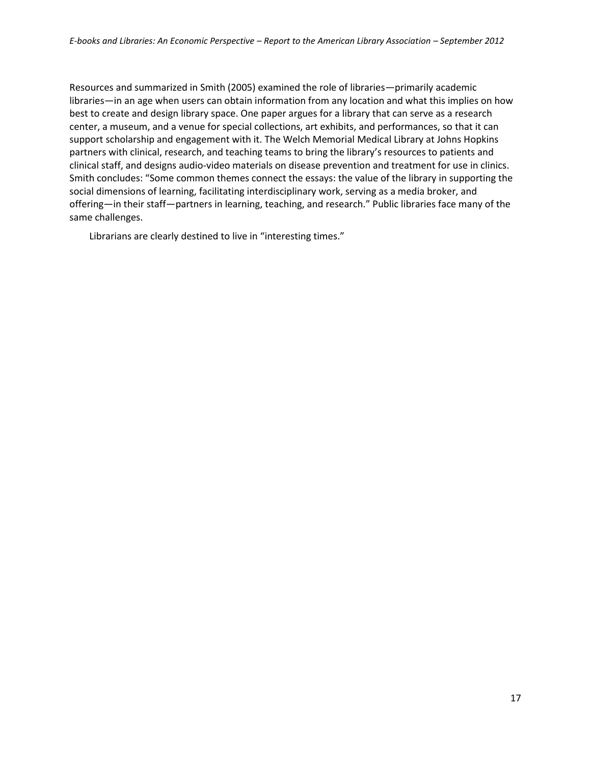Resources and summarized in Smith (2005) examined the role of libraries—primarily academic libraries—in an age when users can obtain information from any location and what this implies on how best to create and design library space. One paper argues for a library that can serve as a research center, a museum, and a venue for special collections, art exhibits, and performances, so that it can support scholarship and engagement with it. The Welch Memorial Medical Library at Johns Hopkins partners with clinical, research, and teaching teams to bring the library's resources to patients and clinical staff, and designs audio-video materials on disease prevention and treatment for use in clinics. Smith concludes: "Some common themes connect the essays: the value of the library in supporting the social dimensions of learning, facilitating interdisciplinary work, serving as a media broker, and offering—in their staff—partners in learning, teaching, and research." Public libraries face many of the same challenges.

Librarians are clearly destined to live in "interesting times."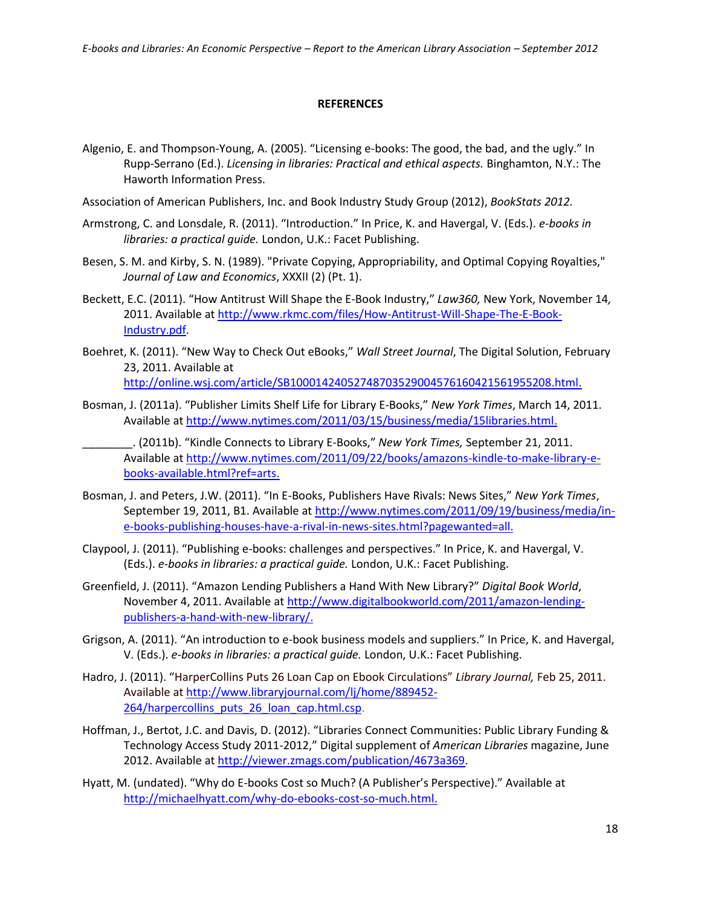## REFERENCES

Algenio, E. and Thompson-Young, A. (2005). "Licensing e-books: The good, the bad, and the ugly." In Rupp-Serrano (Ed.). *Licensing in libraries: Practical and ethical aspects.* Binghamton, N.Y.: The Haworth Information Press.

Association of American Publishers, Inc. and Book Industry Study Group (2012), *BookStats 2012.*

Armstrong, C. and Lonsdale, R. (2011). "Introduction." In Price, K. and Havergal, V. (Eds.). *e-books in libraries: a practical guide.* London, U.K.: Facet Publishing.

Besen, S. M. and Kirby, S. N. (1989). "Private Copying, Appropriability, and Optimal Copying Royalties," *Journal of Law and Economics*, XXXII (2) (Pt. 1).

Beckett, E.C. (2011). "How Antitrust Will Shape the E-Book Industry," *Law360,* New York, November 14, 2011. Available at http://www.rkmc.com/files/How-Antitrust-Will-Shape-The-E-Book-Industry.pdf.

Boehret, K. (2011). "New Way to Check Out eBooks," *Wall Street Journal*, The Digital Solution, February 23, 2011. Available at http://online.wsj.com/article/SB10001424052748703529004576160421561955208.html.

Bosman, J. (2011a). "Publisher Limits Shelf Life for Library E-Books," *New York Times*, March 14, 2011. Available at http://www.nytimes.com/2011/03/15/business/media/15libraries.html.

________. (2011b). "Kindle Connects to Library E-Books," *New York Times,* September 21, 2011. Available at http://www.nytimes.com/2011/09/22/books/amazons-kindle-to-make-library-e-books-available.html?ref=arts.

Bosman, J. and Peters, J.W. (2011). "In E-Books, Publishers Have Rivals: News Sites," *New York Times*, September 19, 2011, B1. Available at http://www.nytimes.com/2011/09/19/business/media/in-e-books-publishing-houses-have-a-rival-in-news-sites.html?pagewanted=all.

Claypool, J. (2011). "Publishing e-books: challenges and perspectives." In Price, K. and Havergal, V. (Eds.). *e-books in libraries: a practical guide.* London, U.K.: Facet Publishing.

Greenfield, J. (2011). "Amazon Lending Publishers a Hand With New Library?" *Digital Book World*, November 4, 2011. Available at http://www.digitalbookworld.com/2011/amazon-lending-publishers-a-hand-with-new-library/.

Grigson, A. (2011). "An introduction to e-book business models and suppliers." In Price, K. and Havergal, V. (Eds.). *e-books in libraries: a practical guide.* London, U.K.: Facet Publishing.

Hadro, J. (2011). "HarperCollins Puts 26 Loan Cap on Ebook Circulations" *Library Journal,* Feb 25, 2011. Available at http://www.libraryjournal.com/lj/home/889452-264/harpercollins_puts_26_loan_cap.html.csp.

Hoffman, J., Bertot, J.C. and Davis, D. (2012). "Libraries Connect Communities: Public Library Funding & Technology Access Study 2011-2012," Digital supplement of *American Libraries* magazine, June 2012. Available at http://viewer.zmags.com/publication/4673a369.

Hyatt, M. (undated). "Why do E-books Cost so Much? (A Publisher's Perspective)." Available at http://michaelhyatt.com/why-do-ebooks-cost-so-much.html.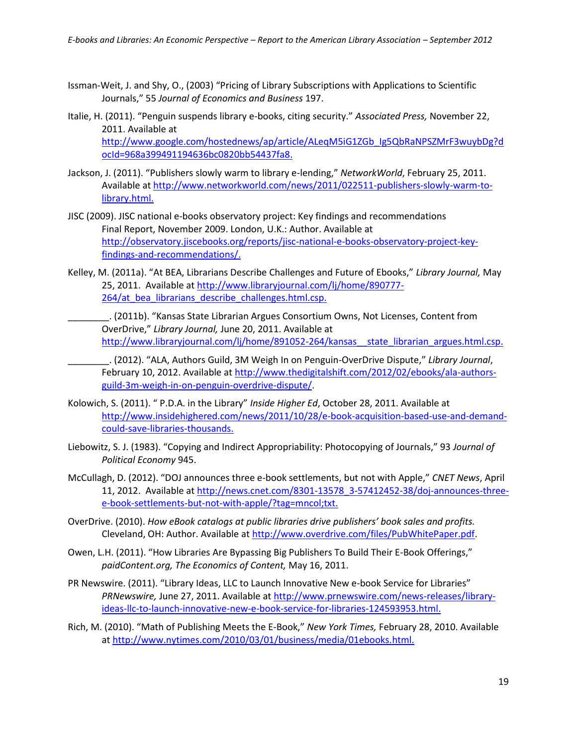Issman-Weit, J. and Shy, O., (2003) "Pricing of Library Subscriptions with Applications to Scientific Journals," 55 *Journal of Economics and Business* 197.

Italie, H. (2011). "Penguin suspends library e-books, citing security." *Associated Press,* November 22, 2011. Available at http://www.google.com/hostednews/ap/article/ALeqM5iG1ZGb_Ig5QbRaNPSZMrF3wuybDg?docId=968a399491194636bc0820bb54437fa8.

Jackson, J. (2011). "Publishers slowly warm to library e-lending," *NetworkWorld*, February 25, 2011. Available at http://www.networkworld.com/news/2011/022511-publishers-slowly-warm-to-library.html.

JISC (2009). JISC national e-books observatory project: Key findings and recommendations Final Report, November 2009. London, U.K.: Author. Available at http://observatory.jiscebooks.org/reports/jisc-national-e-books-observatory-project-key-findings-and-recommendations/.

Kelley, M. (2011a). "At BEA, Librarians Describe Challenges and Future of Ebooks," *Library Journal,* May 25, 2011. Available at http://www.libraryjournal.com/lj/home/890777-264/at_bea_librarians_describe_challenges.html.csp.

________. (2011b). "Kansas State Librarian Argues Consortium Owns, Not Licenses, Content from OverDrive," *Library Journal,* June 20, 2011. Available at http://www.libraryjournal.com/lj/home/891052-264/kansas__state_librarian_argues.html.csp.

________. (2012). "ALA, Authors Guild, 3M Weigh In on Penguin-OverDrive Dispute," *Library Journal*, February 10, 2012. Available at http://www.thedigitalshift.com/2012/02/ebooks/ala-authors-guild-3m-weigh-in-on-penguin-overdrive-dispute/.

Kolowich, S. (2011). " P.D.A. in the Library" *Inside Higher Ed*, October 28, 2011. Available at http://www.insidehighered.com/news/2011/10/28/e-book-acquisition-based-use-and-demand-could-save-libraries-thousands.

Liebowitz, S. J. (1983). "Copying and Indirect Appropriability: Photocopying of Journals," 93 *Journal of Political Economy* 945.

McCullagh, D. (2012). "DOJ announces three e-book settlements, but not with Apple," *CNET News*, April 11, 2012. Available at http://news.cnet.com/8301-13578_3-57412452-38/doj-announces-three-e-book-settlements-but-not-with-apple/?tag=mncol;txt.

OverDrive. (2010). *How eBook catalogs at public libraries drive publishers' book sales and profits.* Cleveland, OH: Author. Available at http://www.overdrive.com/files/PubWhitePaper.pdf.

Owen, L.H. (2011). "How Libraries Are Bypassing Big Publishers To Build Their E-Book Offerings," *paidContent.org, The Economics of Content,* May 16, 2011.

PR Newswire. (2011). "Library Ideas, LLC to Launch Innovative New e-book Service for Libraries" *PRNewswire,* June 27, 2011. Available at http://www.prnewswire.com/news-releases/library-ideas-llc-to-launch-innovative-new-e-book-service-for-libraries-124593953.html.

Rich, M. (2010). "Math of Publishing Meets the E-Book," *New York Times,* February 28, 2010. Available at http://www.nytimes.com/2010/03/01/business/media/01ebooks.html.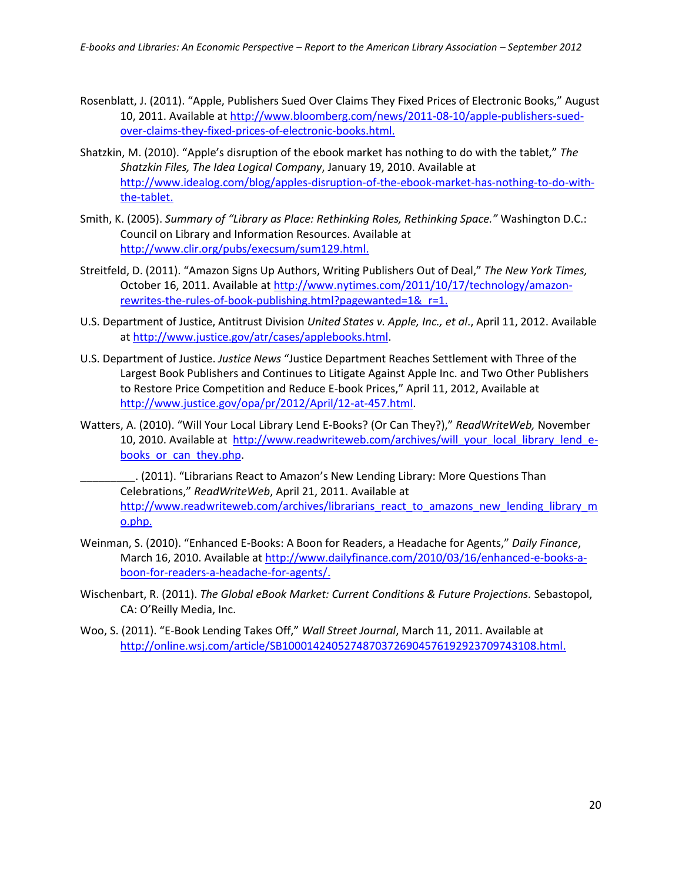Rosenblatt, J. (2011). "Apple, Publishers Sued Over Claims They Fixed Prices of Electronic Books," August 10, 2011. Available at http://www.bloomberg.com/news/2011-08-10/apple-publishers-sued-over-claims-they-fixed-prices-of-electronic-books.html.

Shatzkin, M. (2010). "Apple's disruption of the ebook market has nothing to do with the tablet," *The Shatzkin Files, The Idea Logical Company*, January 19, 2010. Available at http://www.idealog.com/blog/apples-disruption-of-the-ebook-market-has-nothing-to-do-with-the-tablet.

Smith, K. (2005). *Summary of "Library as Place: Rethinking Roles, Rethinking Space."* Washington D.C.: Council on Library and Information Resources. Available at http://www.clir.org/pubs/execsum/sum129.html.

Streitfeld, D. (2011). "Amazon Signs Up Authors, Writing Publishers Out of Deal," *The New York Times,* October 16, 2011. Available at http://www.nytimes.com/2011/10/17/technology/amazon-rewrites-the-rules-of-book-publishing.html?pagewanted=1&_r=1.

U.S. Department of Justice, Antitrust Division *United States v. Apple, Inc., et al*., April 11, 2012. Available at http://www.justice.gov/atr/cases/applebooks.html.

U.S. Department of Justice. *Justice News* "Justice Department Reaches Settlement with Three of the Largest Book Publishers and Continues to Litigate Against Apple Inc. and Two Other Publishers to Restore Price Competition and Reduce E-book Prices," April 11, 2012, Available at http://www.justice.gov/opa/pr/2012/April/12-at-457.html.

Watters, A. (2010). "Will Your Local Library Lend E-Books? (Or Can They?)," *ReadWriteWeb,* November 10, 2010. Available at http://www.readwriteweb.com/archives/will_your_local_library_lend_e-books_or_can_they.php.

_________. (2011). "Librarians React to Amazon's New Lending Library: More Questions Than Celebrations," *ReadWriteWeb*, April 21, 2011. Available at http://www.readwriteweb.com/archives/librarians_react_to_amazons_new_lending_library_mo.php.

Weinman, S. (2010). "Enhanced E-Books: A Boon for Readers, a Headache for Agents," *Daily Finance*, March 16, 2010. Available at http://www.dailyfinance.com/2010/03/16/enhanced-e-books-a-boon-for-readers-a-headache-for-agents/.

Wischenbart, R. (2011). *The Global eBook Market: Current Conditions & Future Projections.* Sebastopol, CA: O'Reilly Media, Inc.

Woo, S. (2011). "E-Book Lending Takes Off," *Wall Street Journal*, March 11, 2011. Available at http://online.wsj.com/article/SB10001424052748703726904576192923709743108.html.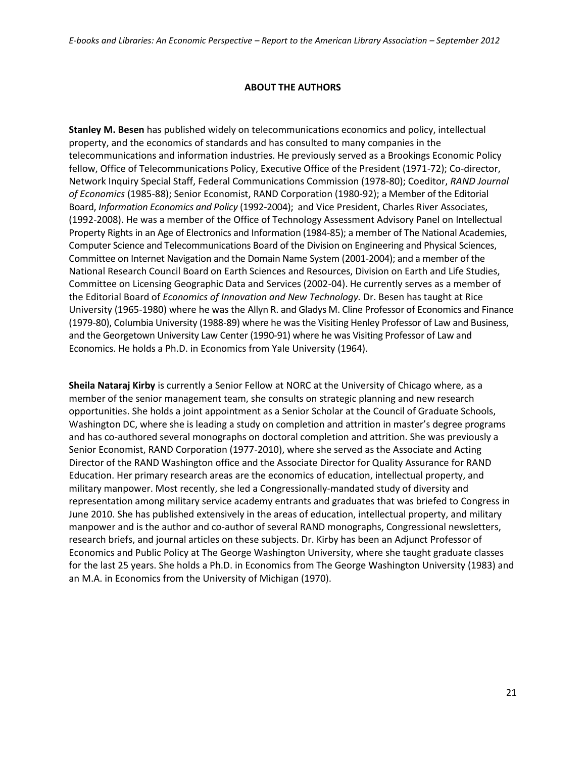## ABOUT THE AUTHORS

**Stanley M. Besen** has published widely on telecommunications economics and policy, intellectual property, and the economics of standards and has consulted to many companies in the telecommunications and information industries. He previously served as a Brookings Economic Policy fellow, Office of Telecommunications Policy, Executive Office of the President (1971-72); Co-director, Network Inquiry Special Staff, Federal Communications Commission (1978-80); Coeditor, *RAND Journal of Economics* (1985-88); Senior Economist, RAND Corporation (1980-92); a Member of the Editorial Board, *Information Economics and Policy* (1992-2004); and Vice President, Charles River Associates, (1992-2008). He was a member of the Office of Technology Assessment Advisory Panel on Intellectual Property Rights in an Age of Electronics and Information (1984-85); a member of The National Academies, Computer Science and Telecommunications Board of the Division on Engineering and Physical Sciences, Committee on Internet Navigation and the Domain Name System (2001-2004); and a member of the National Research Council Board on Earth Sciences and Resources, Division on Earth and Life Studies, Committee on Licensing Geographic Data and Services (2002-04). He currently serves as a member of the Editorial Board of *Economics of Innovation and New Technology.* Dr. Besen has taught at Rice University (1965-1980) where he was the Allyn R. and Gladys M. Cline Professor of Economics and Finance (1979-80), Columbia University (1988-89) where he was the Visiting Henley Professor of Law and Business, and the Georgetown University Law Center (1990-91) where he was Visiting Professor of Law and Economics. He holds a Ph.D. in Economics from Yale University (1964).

**Sheila Nataraj Kirby** is currently a Senior Fellow at NORC at the University of Chicago where, as a member of the senior management team, she consults on strategic planning and new research opportunities. She holds a joint appointment as a Senior Scholar at the Council of Graduate Schools, Washington DC, where she is leading a study on completion and attrition in master's degree programs and has co-authored several monographs on doctoral completion and attrition. She was previously a Senior Economist, RAND Corporation (1977-2010), where she served as the Associate and Acting Director of the RAND Washington office and the Associate Director for Quality Assurance for RAND Education. Her primary research areas are the economics of education, intellectual property, and military manpower. Most recently, she led a Congressionally-mandated study of diversity and representation among military service academy entrants and graduates that was briefed to Congress in June 2010. She has published extensively in the areas of education, intellectual property, and military manpower and is the author and co-author of several RAND monographs, Congressional newsletters, research briefs, and journal articles on these subjects. Dr. Kirby has been an Adjunct Professor of Economics and Public Policy at The George Washington University, where she taught graduate classes for the last 25 years. She holds a Ph.D. in Economics from The George Washington University (1983) and an M.A. in Economics from the University of Michigan (1970).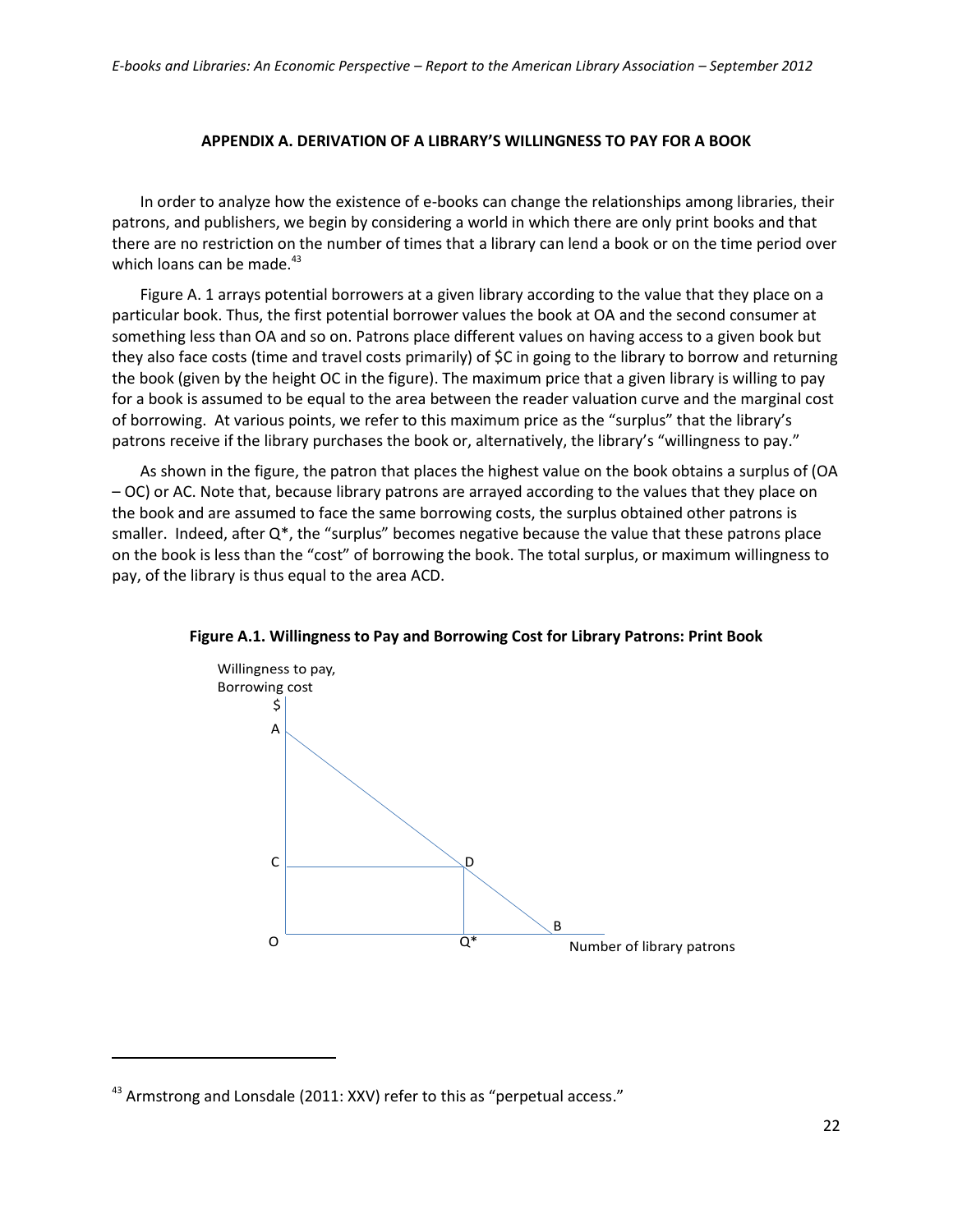## APPENDIX A. DERIVATION OF A LIBRARY'S WILLINGNESS TO PAY FOR A BOOK

In order to analyze how the existence of e-books can change the relationships among libraries, their patrons, and publishers, we begin by considering a world in which there are only print books and that there are no restriction on the number of times that a library can lend a book or on the time period over which loans can be made.[43]

Figure A. 1 arrays potential borrowers at a given library according to the value that they place on a particular book. Thus, the first potential borrower values the book at OA and the second consumer at something less than OA and so on. Patrons place different values on having access to a given book but they also face costs (time and travel costs primarily) of $C in going to the library to borrow and returning the book (given by the height OC in the figure). The maximum price that a given library is willing to pay for a book is assumed to be equal to the area between the reader valuation curve and the marginal cost of borrowing. At various points, we refer to this maximum price as the "surplus" that the library's patrons receive if the library purchases the book or, alternatively, the library's "willingness to pay."

As shown in the figure, the patron that places the highest value on the book obtains a surplus of (OA – OC) or AC. Note that, because library patrons are arrayed according to the values that they place on the book and are assumed to face the same borrowing costs, the surplus obtained other patrons is smaller. Indeed, after Q*, the "surplus" becomes negative because the value that these patrons place on the book is less than the "cost" of borrowing the book. The total surplus, or maximum willingness to pay, of the library is thus equal to the area ACD.

**Figure A.1. Willingness to Pay and Borrowing Cost for Library Patrons: Print Book**

Willingness to pay, Borrowing cost ($) — A, C, D, O, Q*, B — Number of library patrons

[43] Armstrong and Lonsdale (2011: XXV) refer to this as "perpetual access."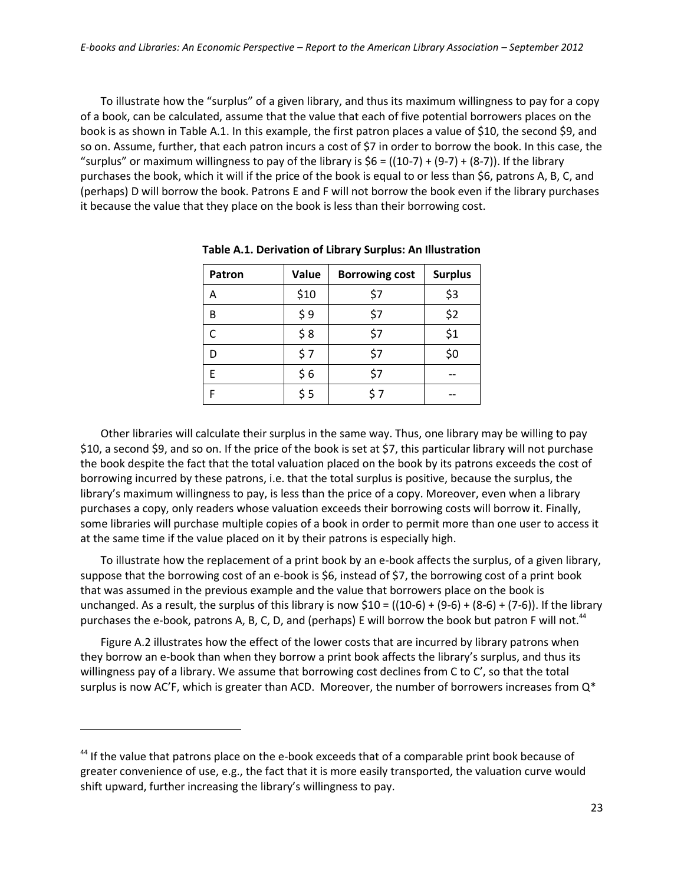To illustrate how the "surplus" of a given library, and thus its maximum willingness to pay for a copy of a book, can be calculated, assume that the value that each of five potential borrowers places on the book is as shown in Table A.1. In this example, the first patron places a value of $10, the second $9, and so on. Assume, further, that each patron incurs a cost of $7 in order to borrow the book. In this case, the "surplus" or maximum willingness to pay of the library is $6 = ((10-7) + (9-7) + (8-7)). If the library purchases the book, which it will if the price of the book is equal to or less than $6, patrons A, B, C, and (perhaps) D will borrow the book. Patrons E and F will not borrow the book even if the library purchases it because the value that they place on the book is less than their borrowing cost.

**Table A.1. Derivation of Library Surplus: An Illustration**

| Patron | Value | Borrowing cost | Surplus |
|---|---|---|---|
| A | $10 | $7 | $3 |
| B | $ 9 | $7 | $2 |
| C | $ 8 | $7 | $1 |
| D | $ 7 | $7 | $0 |
| E | $ 6 | $7 | -- |
| F | $ 5 | $ 7 | -- |

Other libraries will calculate their surplus in the same way. Thus, one library may be willing to pay $10, a second $9, and so on. If the price of the book is set at $7, this particular library will not purchase the book despite the fact that the total valuation placed on the book by its patrons exceeds the cost of borrowing incurred by these patrons, i.e. that the total surplus is positive, because the surplus, the library's maximum willingness to pay, is less than the price of a copy. Moreover, even when a library purchases a copy, only readers whose valuation exceeds their borrowing costs will borrow it. Finally, some libraries will purchase multiple copies of a book in order to permit more than one user to access it at the same time if the value placed on it by their patrons is especially high.

To illustrate how the replacement of a print book by an e-book affects the surplus, of a given library, suppose that the borrowing cost of an e-book is $6, instead of $7, the borrowing cost of a print book that was assumed in the previous example and the value that borrowers place on the book is unchanged. As a result, the surplus of this library is now $10 = ((10-6) + (9-6) + (8-6) + (7-6)). If the library purchases the e-book, patrons A, B, C, D, and (perhaps) E will borrow the book but patron F will not.[44]

Figure A.2 illustrates how the effect of the lower costs that are incurred by library patrons when they borrow an e-book than when they borrow a print book affects the library's surplus, and thus its willingness pay of a library. We assume that borrowing cost declines from C to C', so that the total surplus is now AC'F, which is greater than ACD. Moreover, the number of borrowers increases from Q*

[44] If the value that patrons place on the e-book exceeds that of a comparable print book because of greater convenience of use, e.g., the fact that it is more easily transported, the valuation curve would shift upward, further increasing the library's willingness to pay.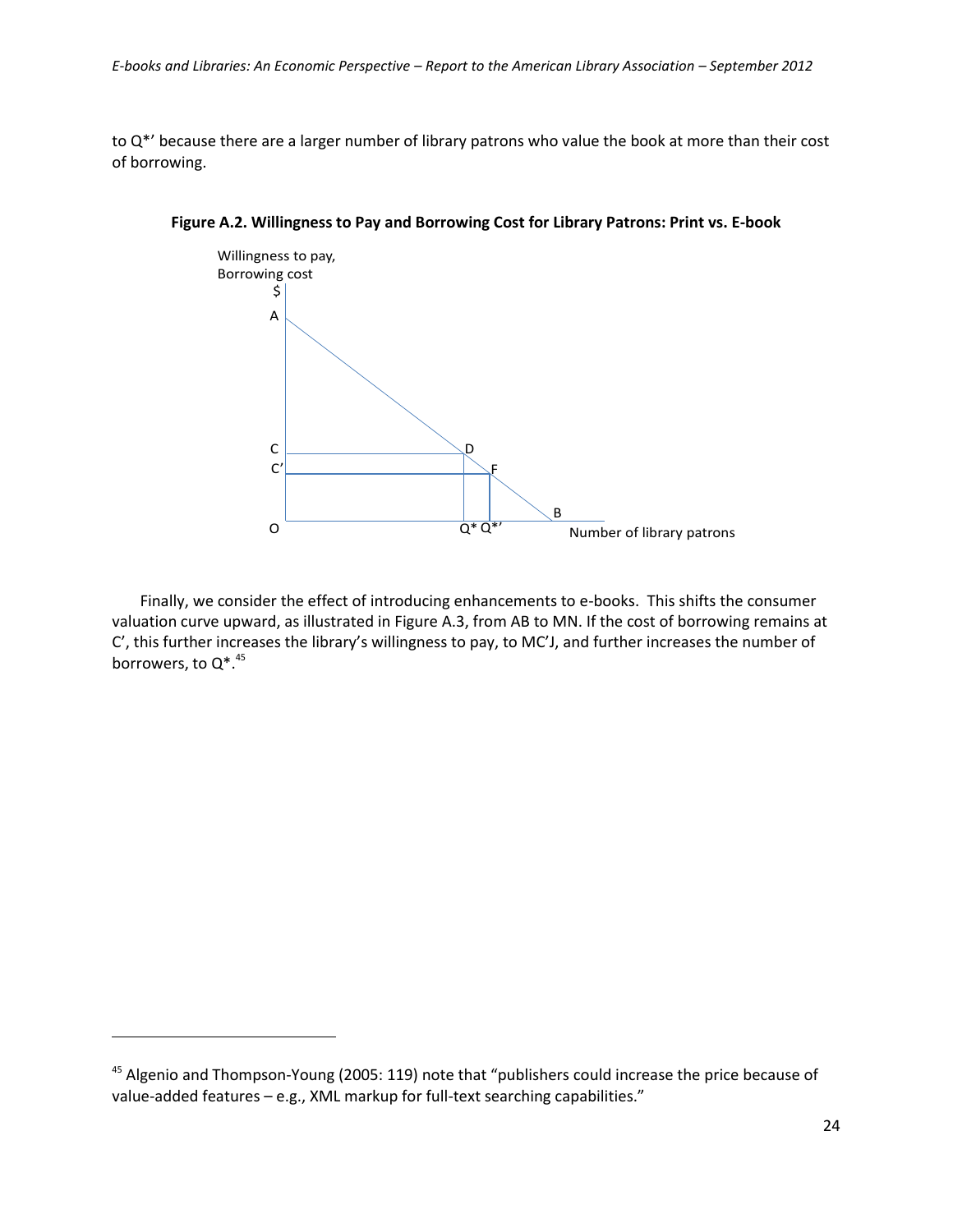to Q*’ because there are a larger number of library patrons who value the book at more than their cost of borrowing.

**Figure A.2. Willingness to Pay and Borrowing Cost for Library Patrons: Print vs. E-book**

Finally, we consider the effect of introducing enhancements to e-books. This shifts the consumer valuation curve upward, as illustrated in Figure A.3, from AB to MN. If the cost of borrowing remains at C’, this further increases the library’s willingness to pay, to MC’J, and further increases the number of borrowers, to Q*.[45]

[45] Algenio and Thompson-Young (2005: 119) note that “publishers could increase the price because of value-added features – e.g., XML markup for full-text searching capabilities.”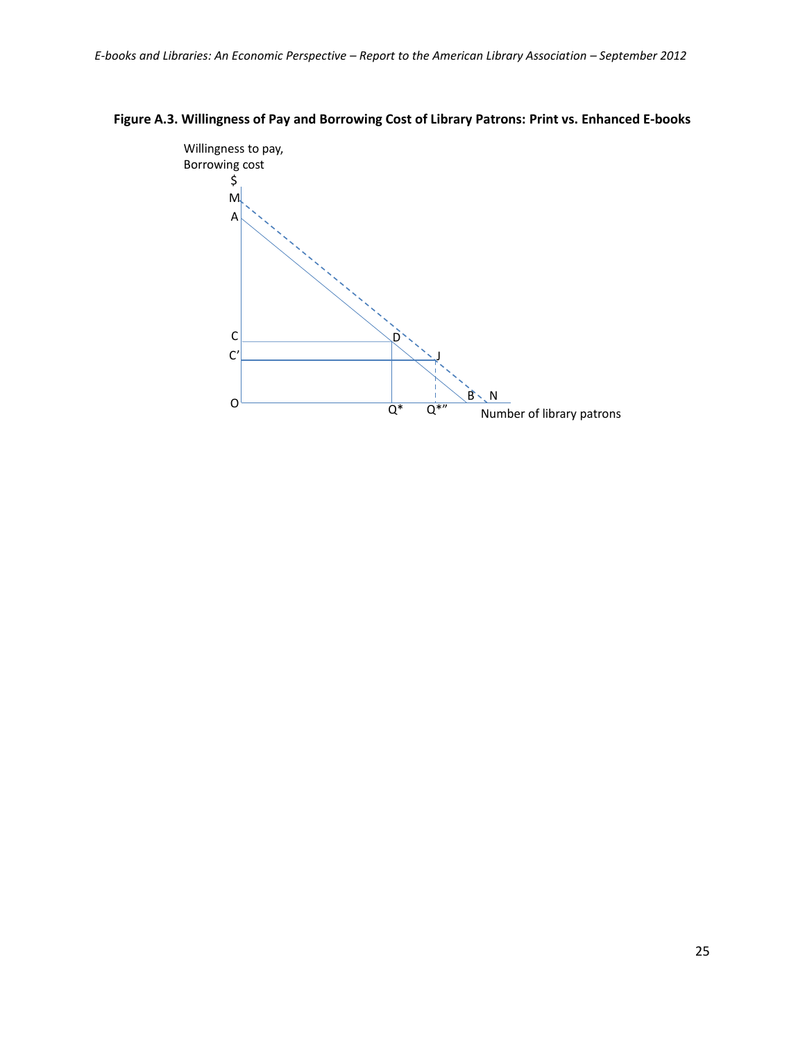**Figure A.3. Willingness of Pay and Borrowing Cost of Library Patrons: Print vs. Enhanced E-books**

Willingness to pay,
Borrowing cost
$
M
A
C
D
C'
J
O
Q*
Q*"
B
N
Number of library patrons